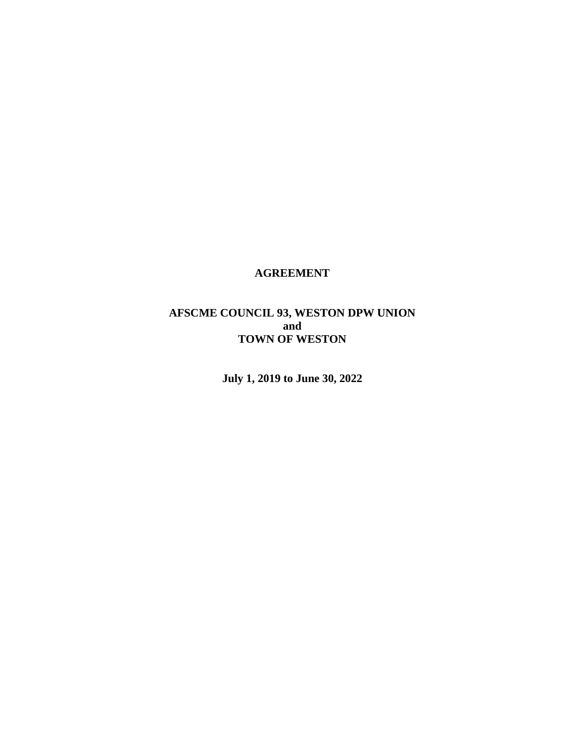# AGREEMENT

## AFSCME COUNCIL 93, WESTON DPW UNION
## and
## TOWN OF WESTON

**July 1, 2019 to June 30, 2022**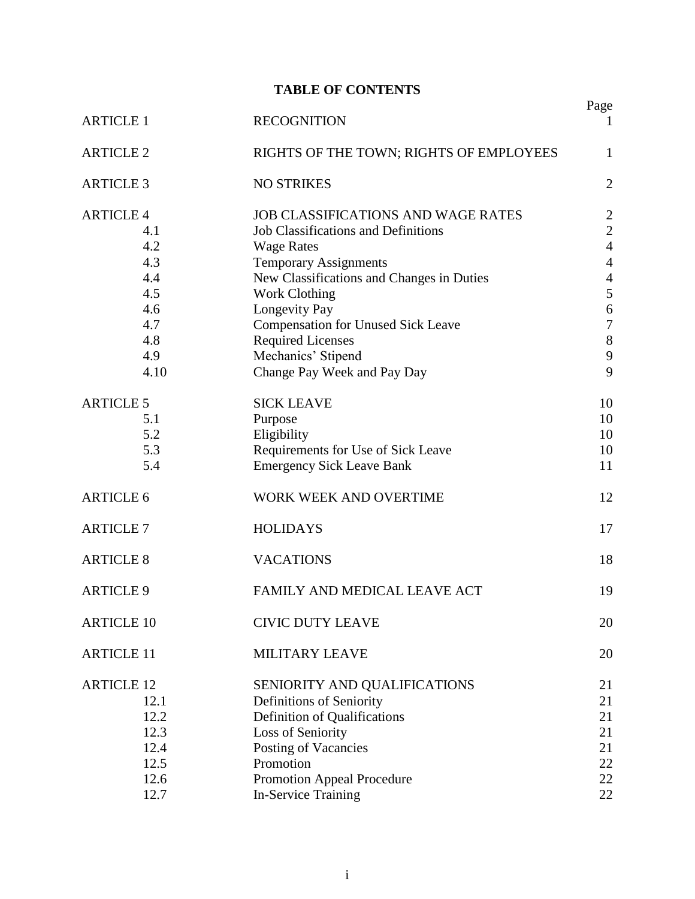# TABLE OF CONTENTS

| | | Page |
|---|---|---|
| ARTICLE 1 | RECOGNITION | 1 |
| ARTICLE 2 | RIGHTS OF THE TOWN; RIGHTS OF EMPLOYEES | 1 |
| ARTICLE 3 | NO STRIKES | 2 |
| ARTICLE 4 | JOB CLASSIFICATIONS AND WAGE RATES | 2 |
| 4.1 | Job Classifications and Definitions | 2 |
| 4.2 | Wage Rates | 4 |
| 4.3 | Temporary Assignments | 4 |
| 4.4 | New Classifications and Changes in Duties | 4 |
| 4.5 | Work Clothing | 5 |
| 4.6 | Longevity Pay | 6 |
| 4.7 | Compensation for Unused Sick Leave | 7 |
| 4.8 | Required Licenses | 8 |
| 4.9 | Mechanics' Stipend | 9 |
| 4.10 | Change Pay Week and Pay Day | 9 |
| ARTICLE 5 | SICK LEAVE | 10 |
| 5.1 | Purpose | 10 |
| 5.2 | Eligibility | 10 |
| 5.3 | Requirements for Use of Sick Leave | 10 |
| 5.4 | Emergency Sick Leave Bank | 11 |
| ARTICLE 6 | WORK WEEK AND OVERTIME | 12 |
| ARTICLE 7 | HOLIDAYS | 17 |
| ARTICLE 8 | VACATIONS | 18 |
| ARTICLE 9 | FAMILY AND MEDICAL LEAVE ACT | 19 |
| ARTICLE 10 | CIVIC DUTY LEAVE | 20 |
| ARTICLE 11 | MILITARY LEAVE | 20 |
| ARTICLE 12 | SENIORITY AND QUALIFICATIONS | 21 |
| 12.1 | Definitions of Seniority | 21 |
| 12.2 | Definition of Qualifications | 21 |
| 12.3 | Loss of Seniority | 21 |
| 12.4 | Posting of Vacancies | 21 |
| 12.5 | Promotion | 22 |
| 12.6 | Promotion Appeal Procedure | 22 |
| 12.7 | In-Service Training | 22 |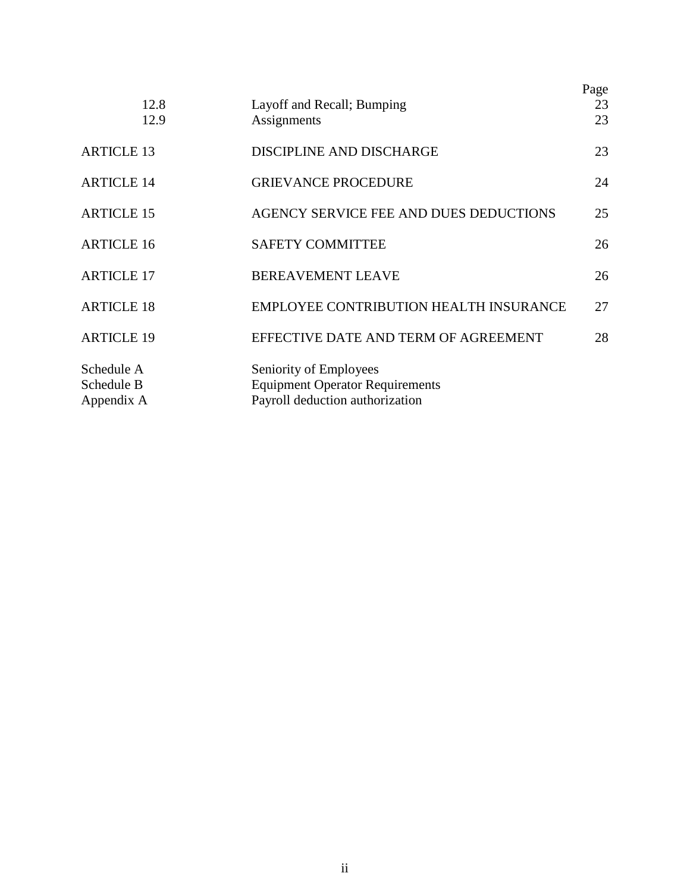| | | Page |
|---|---|---|
| 12.8 | Layoff and Recall; Bumping | 23 |
| 12.9 | Assignments | 23 |
| ARTICLE 13 | DISCIPLINE AND DISCHARGE | 23 |
| ARTICLE 14 | GRIEVANCE PROCEDURE | 24 |
| ARTICLE 15 | AGENCY SERVICE FEE AND DUES DEDUCTIONS | 25 |
| ARTICLE 16 | SAFETY COMMITTEE | 26 |
| ARTICLE 17 | BEREAVEMENT LEAVE | 26 |
| ARTICLE 18 | EMPLOYEE CONTRIBUTION HEALTH INSURANCE | 27 |
| ARTICLE 19 | EFFECTIVE DATE AND TERM OF AGREEMENT | 28 |
| Schedule A | Seniority of Employees | |
| Schedule B | Equipment Operator Requirements | |
| Appendix A | Payroll deduction authorization | |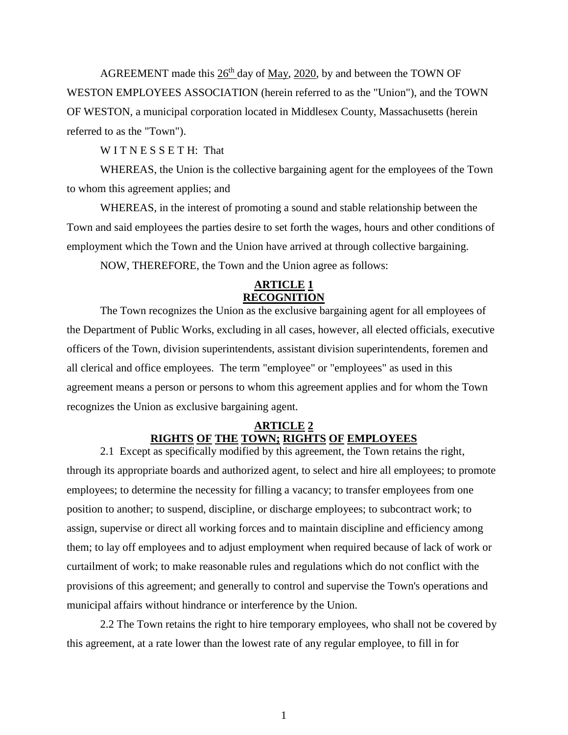AGREEMENT made this 26th day of May, 2020, by and between the TOWN OF WESTON EMPLOYEES ASSOCIATION (herein referred to as the "Union"), and the TOWN OF WESTON, a municipal corporation located in Middlesex County, Massachusetts (herein referred to as the "Town").

W I T N E S S E T H: That

WHEREAS, the Union is the collective bargaining agent for the employees of the Town to whom this agreement applies; and

WHEREAS, in the interest of promoting a sound and stable relationship between the Town and said employees the parties desire to set forth the wages, hours and other conditions of employment which the Town and the Union have arrived at through collective bargaining.

NOW, THEREFORE, the Town and the Union agree as follows:

## ARTICLE 1
## RECOGNITION

The Town recognizes the Union as the exclusive bargaining agent for all employees of the Department of Public Works, excluding in all cases, however, all elected officials, executive officers of the Town, division superintendents, assistant division superintendents, foremen and all clerical and office employees. The term "employee" or "employees" as used in this agreement means a person or persons to whom this agreement applies and for whom the Town recognizes the Union as exclusive bargaining agent.

## ARTICLE 2
## RIGHTS OF THE TOWN; RIGHTS OF EMPLOYEES

2.1 Except as specifically modified by this agreement, the Town retains the right, through its appropriate boards and authorized agent, to select and hire all employees; to promote employees; to determine the necessity for filling a vacancy; to transfer employees from one position to another; to suspend, discipline, or discharge employees; to subcontract work; to assign, supervise or direct all working forces and to maintain discipline and efficiency among them; to lay off employees and to adjust employment when required because of lack of work or curtailment of work; to make reasonable rules and regulations which do not conflict with the provisions of this agreement; and generally to control and supervise the Town's operations and municipal affairs without hindrance or interference by the Union.

2.2 The Town retains the right to hire temporary employees, who shall not be covered by this agreement, at a rate lower than the lowest rate of any regular employee, to fill in for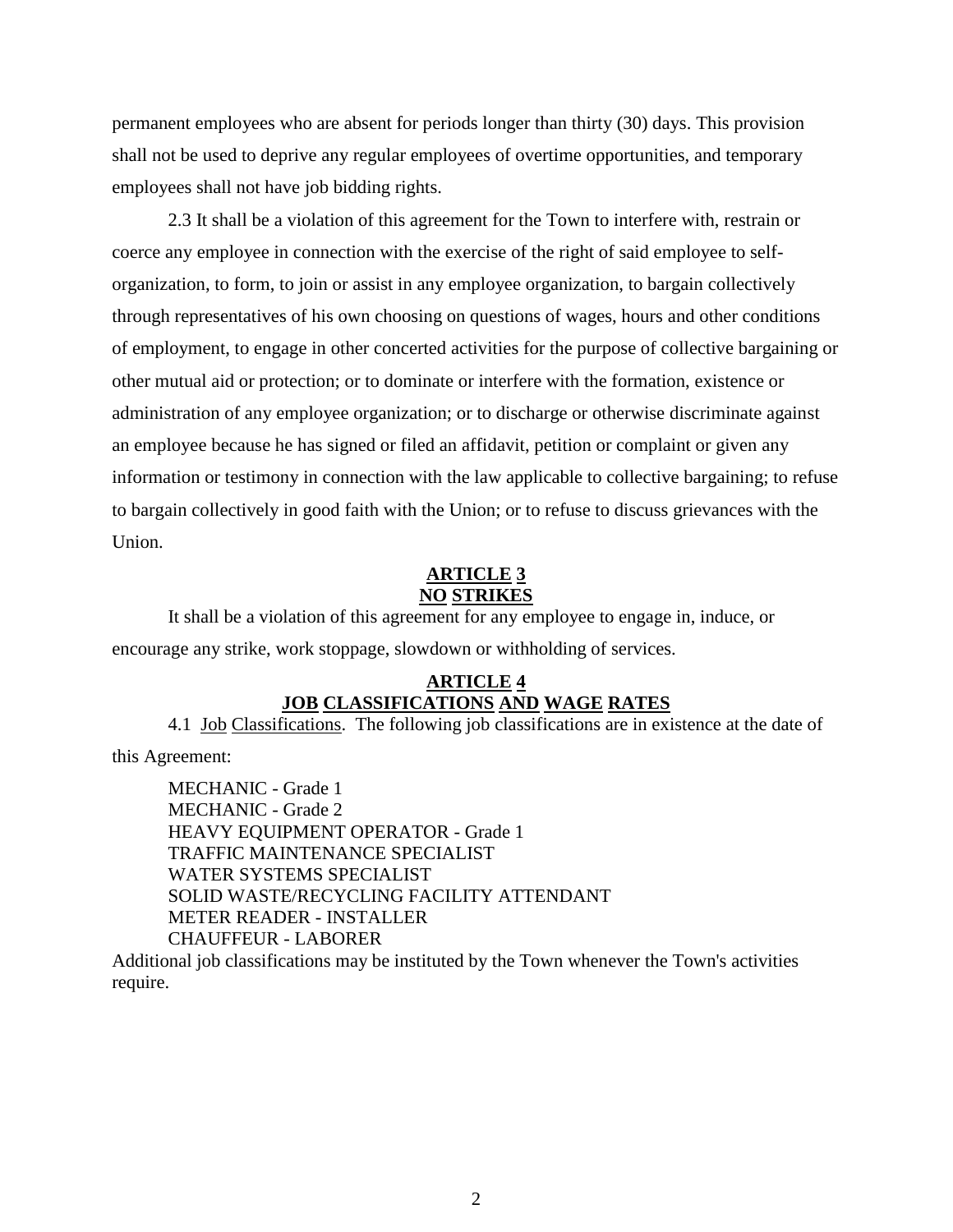permanent employees who are absent for periods longer than thirty (30) days. This provision shall not be used to deprive any regular employees of overtime opportunities, and temporary employees shall not have job bidding rights.

2.3 It shall be a violation of this agreement for the Town to interfere with, restrain or coerce any employee in connection with the exercise of the right of said employee to self-organization, to form, to join or assist in any employee organization, to bargain collectively through representatives of his own choosing on questions of wages, hours and other conditions of employment, to engage in other concerted activities for the purpose of collective bargaining or other mutual aid or protection; or to dominate or interfere with the formation, existence or administration of any employee organization; or to discharge or otherwise discriminate against an employee because he has signed or filed an affidavit, petition or complaint or given any information or testimony in connection with the law applicable to collective bargaining; to refuse to bargain collectively in good faith with the Union; or to refuse to discuss grievances with the Union.

## ARTICLE 3
## NO STRIKES

It shall be a violation of this agreement for any employee to engage in, induce, or encourage any strike, work stoppage, slowdown or withholding of services.

## ARTICLE 4
## JOB CLASSIFICATIONS AND WAGE RATES

4.1 Job Classifications. The following job classifications are in existence at the date of this Agreement:

MECHANIC - Grade 1
MECHANIC - Grade 2
HEAVY EQUIPMENT OPERATOR - Grade 1
TRAFFIC MAINTENANCE SPECIALIST
WATER SYSTEMS SPECIALIST
SOLID WASTE/RECYCLING FACILITY ATTENDANT
METER READER - INSTALLER
CHAUFFEUR - LABORER

Additional job classifications may be instituted by the Town whenever the Town's activities require.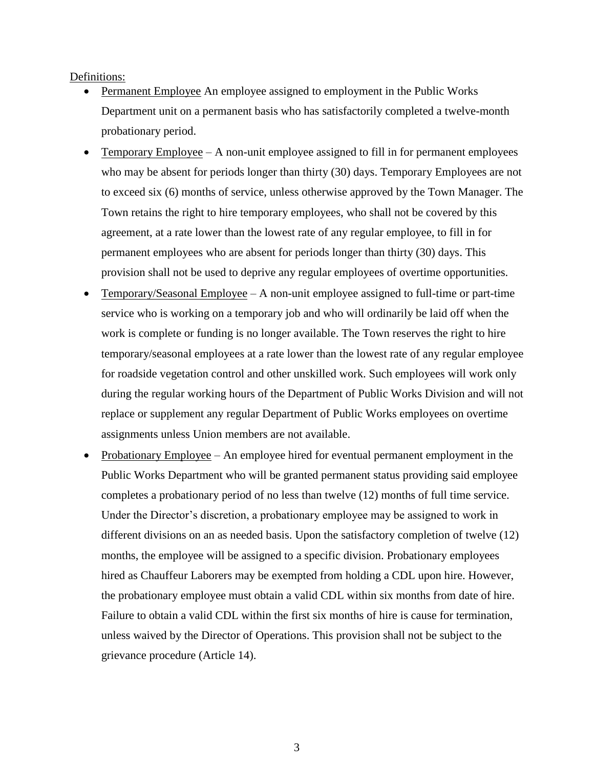Definitions:

- Permanent Employee An employee assigned to employment in the Public Works Department unit on a permanent basis who has satisfactorily completed a twelve-month probationary period.
- Temporary Employee – A non-unit employee assigned to fill in for permanent employees who may be absent for periods longer than thirty (30) days. Temporary Employees are not to exceed six (6) months of service, unless otherwise approved by the Town Manager. The Town retains the right to hire temporary employees, who shall not be covered by this agreement, at a rate lower than the lowest rate of any regular employee, to fill in for permanent employees who are absent for periods longer than thirty (30) days. This provision shall not be used to deprive any regular employees of overtime opportunities.
- Temporary/Seasonal Employee – A non-unit employee assigned to full-time or part-time service who is working on a temporary job and who will ordinarily be laid off when the work is complete or funding is no longer available. The Town reserves the right to hire temporary/seasonal employees at a rate lower than the lowest rate of any regular employee for roadside vegetation control and other unskilled work. Such employees will work only during the regular working hours of the Department of Public Works Division and will not replace or supplement any regular Department of Public Works employees on overtime assignments unless Union members are not available.
- Probationary Employee – An employee hired for eventual permanent employment in the Public Works Department who will be granted permanent status providing said employee completes a probationary period of no less than twelve (12) months of full time service. Under the Director's discretion, a probationary employee may be assigned to work in different divisions on an as needed basis. Upon the satisfactory completion of twelve (12) months, the employee will be assigned to a specific division. Probationary employees hired as Chauffeur Laborers may be exempted from holding a CDL upon hire. However, the probationary employee must obtain a valid CDL within six months from date of hire. Failure to obtain a valid CDL within the first six months of hire is cause for termination, unless waived by the Director of Operations. This provision shall not be subject to the grievance procedure (Article 14).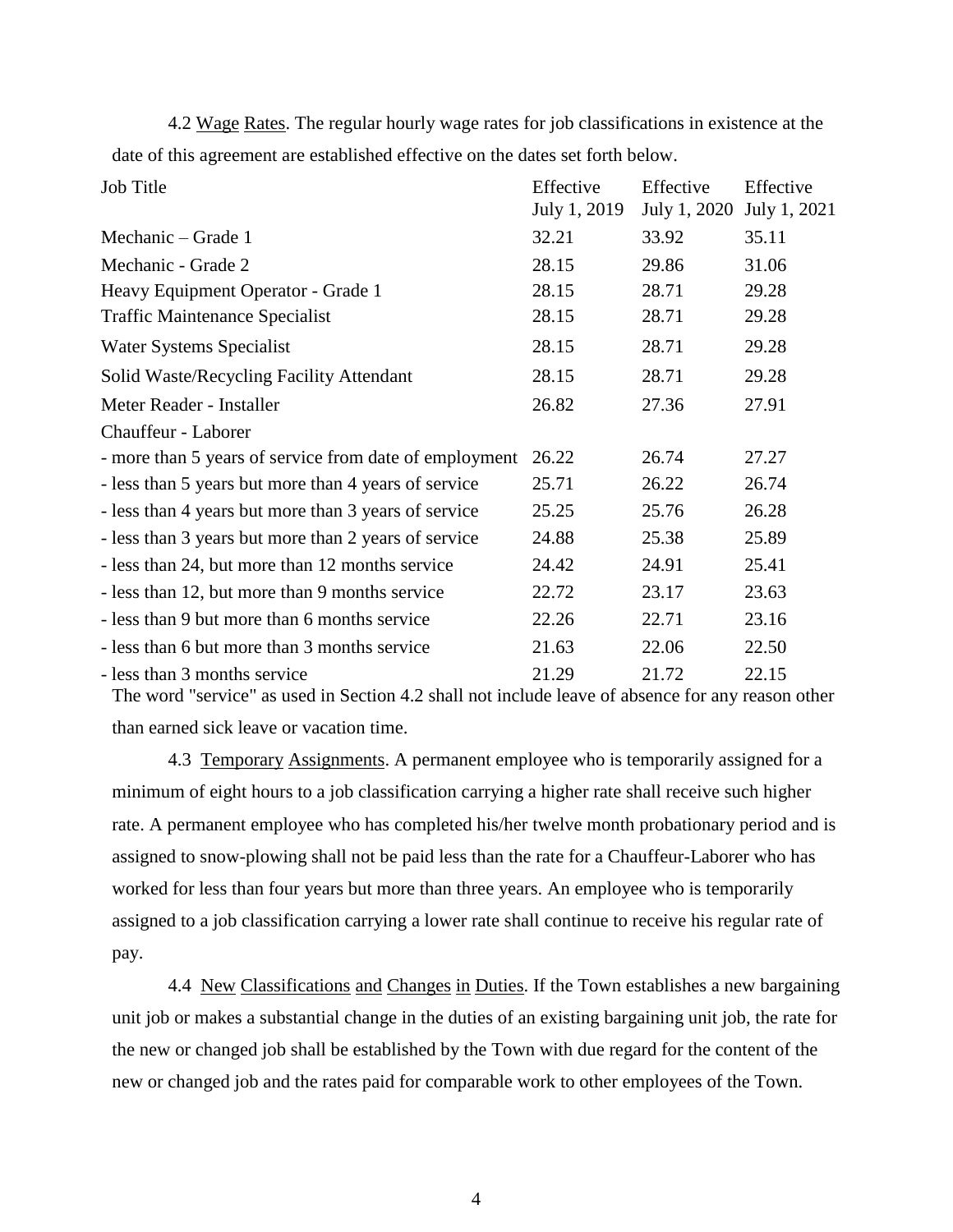4.2 Wage Rates. The regular hourly wage rates for job classifications in existence at the date of this agreement are established effective on the dates set forth below.

| Job Title | Effective July 1, 2019 | Effective July 1, 2020 | Effective July 1, 2021 |
|---|---|---|---|
| Mechanic – Grade 1 | 32.21 | 33.92 | 35.11 |
| Mechanic - Grade 2 | 28.15 | 29.86 | 31.06 |
| Heavy Equipment Operator - Grade 1 | 28.15 | 28.71 | 29.28 |
| Traffic Maintenance Specialist | 28.15 | 28.71 | 29.28 |
| Water Systems Specialist | 28.15 | 28.71 | 29.28 |
| Solid Waste/Recycling Facility Attendant | 28.15 | 28.71 | 29.28 |
| Meter Reader - Installer | 26.82 | 27.36 | 27.91 |
| Chauffeur - Laborer | | | |
| - more than 5 years of service from date of employment | 26.22 | 26.74 | 27.27 |
| - less than 5 years but more than 4 years of service | 25.71 | 26.22 | 26.74 |
| - less than 4 years but more than 3 years of service | 25.25 | 25.76 | 26.28 |
| - less than 3 years but more than 2 years of service | 24.88 | 25.38 | 25.89 |
| - less than 24, but more than 12 months service | 24.42 | 24.91 | 25.41 |
| - less than 12, but more than 9 months service | 22.72 | 23.17 | 23.63 |
| - less than 9 but more than 6 months service | 22.26 | 22.71 | 23.16 |
| - less than 6 but more than 3 months service | 21.63 | 22.06 | 22.50 |
| - less than 3 months service | 21.29 | 21.72 | 22.15 |

The word "service" as used in Section 4.2 shall not include leave of absence for any reason other than earned sick leave or vacation time.

4.3 Temporary Assignments. A permanent employee who is temporarily assigned for a minimum of eight hours to a job classification carrying a higher rate shall receive such higher rate. A permanent employee who has completed his/her twelve month probationary period and is assigned to snow-plowing shall not be paid less than the rate for a Chauffeur-Laborer who has worked for less than four years but more than three years. An employee who is temporarily assigned to a job classification carrying a lower rate shall continue to receive his regular rate of pay.

4.4 New Classifications and Changes in Duties. If the Town establishes a new bargaining unit job or makes a substantial change in the duties of an existing bargaining unit job, the rate for the new or changed job shall be established by the Town with due regard for the content of the new or changed job and the rates paid for comparable work to other employees of the Town.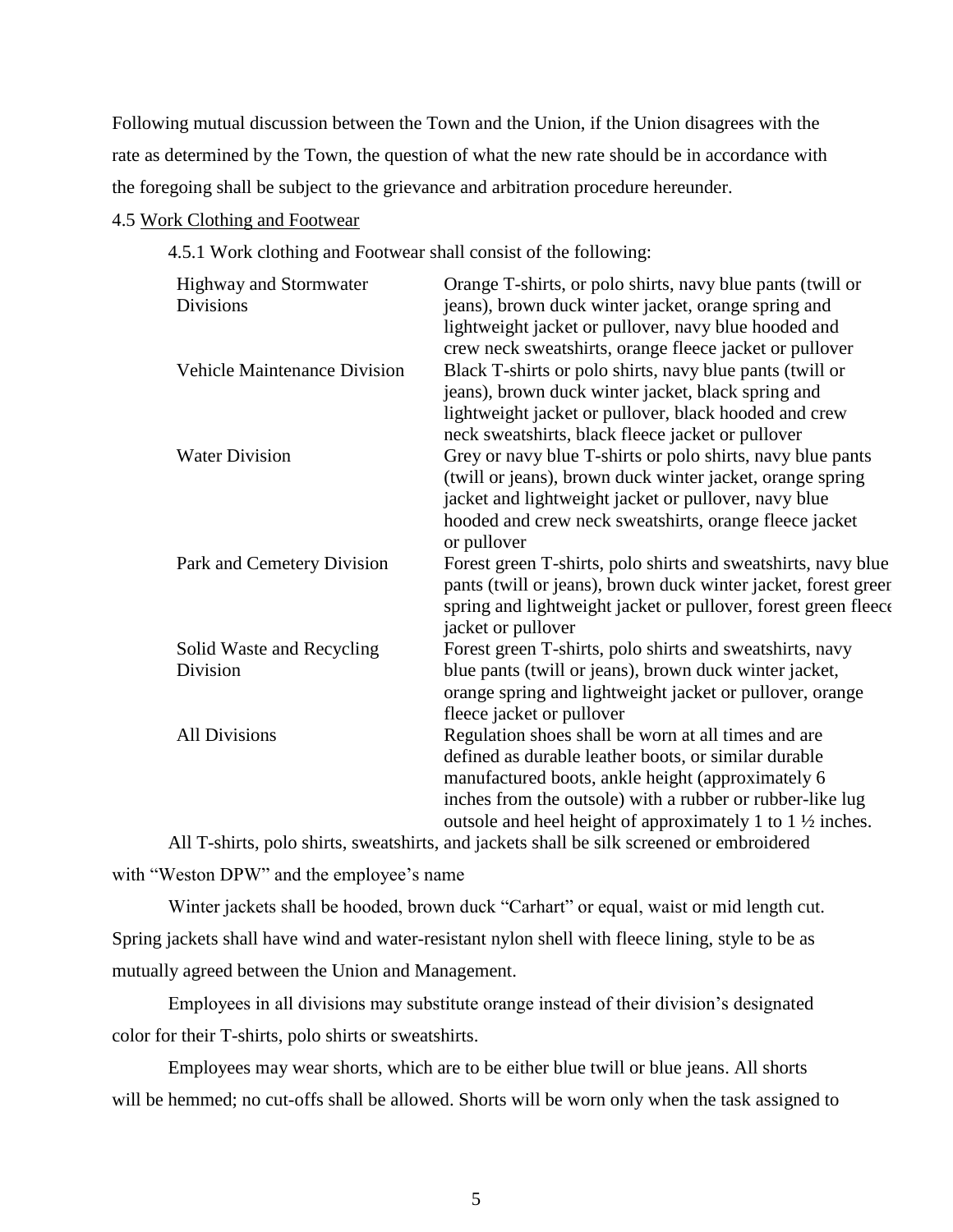Following mutual discussion between the Town and the Union, if the Union disagrees with the rate as determined by the Town, the question of what the new rate should be in accordance with the foregoing shall be subject to the grievance and arbitration procedure hereunder.

4.5 Work Clothing and Footwear

4.5.1 Work clothing and Footwear shall consist of the following:

| | |
|---|---|
| Highway and Stormwater Divisions | Orange T-shirts, or polo shirts, navy blue pants (twill or jeans), brown duck winter jacket, orange spring and lightweight jacket or pullover, navy blue hooded and crew neck sweatshirts, orange fleece jacket or pullover |
| Vehicle Maintenance Division | Black T-shirts or polo shirts, navy blue pants (twill or jeans), brown duck winter jacket, black spring and lightweight jacket or pullover, black hooded and crew neck sweatshirts, black fleece jacket or pullover |
| Water Division | Grey or navy blue T-shirts or polo shirts, navy blue pants (twill or jeans), brown duck winter jacket, orange spring jacket and lightweight jacket or pullover, navy blue hooded and crew neck sweatshirts, orange fleece jacket or pullover |
| Park and Cemetery Division | Forest green T-shirts, polo shirts and sweatshirts, navy blue pants (twill or jeans), brown duck winter jacket, forest green spring and lightweight jacket or pullover, forest green fleece jacket or pullover |
| Solid Waste and Recycling Division | Forest green T-shirts, polo shirts and sweatshirts, navy blue pants (twill or jeans), brown duck winter jacket, orange spring and lightweight jacket or pullover, orange fleece jacket or pullover |
| All Divisions | Regulation shoes shall be worn at all times and are defined as durable leather boots, or similar durable manufactured boots, ankle height (approximately 6 inches from the outsole) with a rubber or rubber-like lug outsole and heel height of approximately 1 to 1 ½ inches. |

All T-shirts, polo shirts, sweatshirts, and jackets shall be silk screened or embroidered with "Weston DPW" and the employee's name

Winter jackets shall be hooded, brown duck "Carhart" or equal, waist or mid length cut. Spring jackets shall have wind and water-resistant nylon shell with fleece lining, style to be as mutually agreed between the Union and Management.

Employees in all divisions may substitute orange instead of their division's designated color for their T-shirts, polo shirts or sweatshirts.

Employees may wear shorts, which are to be either blue twill or blue jeans. All shorts will be hemmed; no cut-offs shall be allowed. Shorts will be worn only when the task assigned to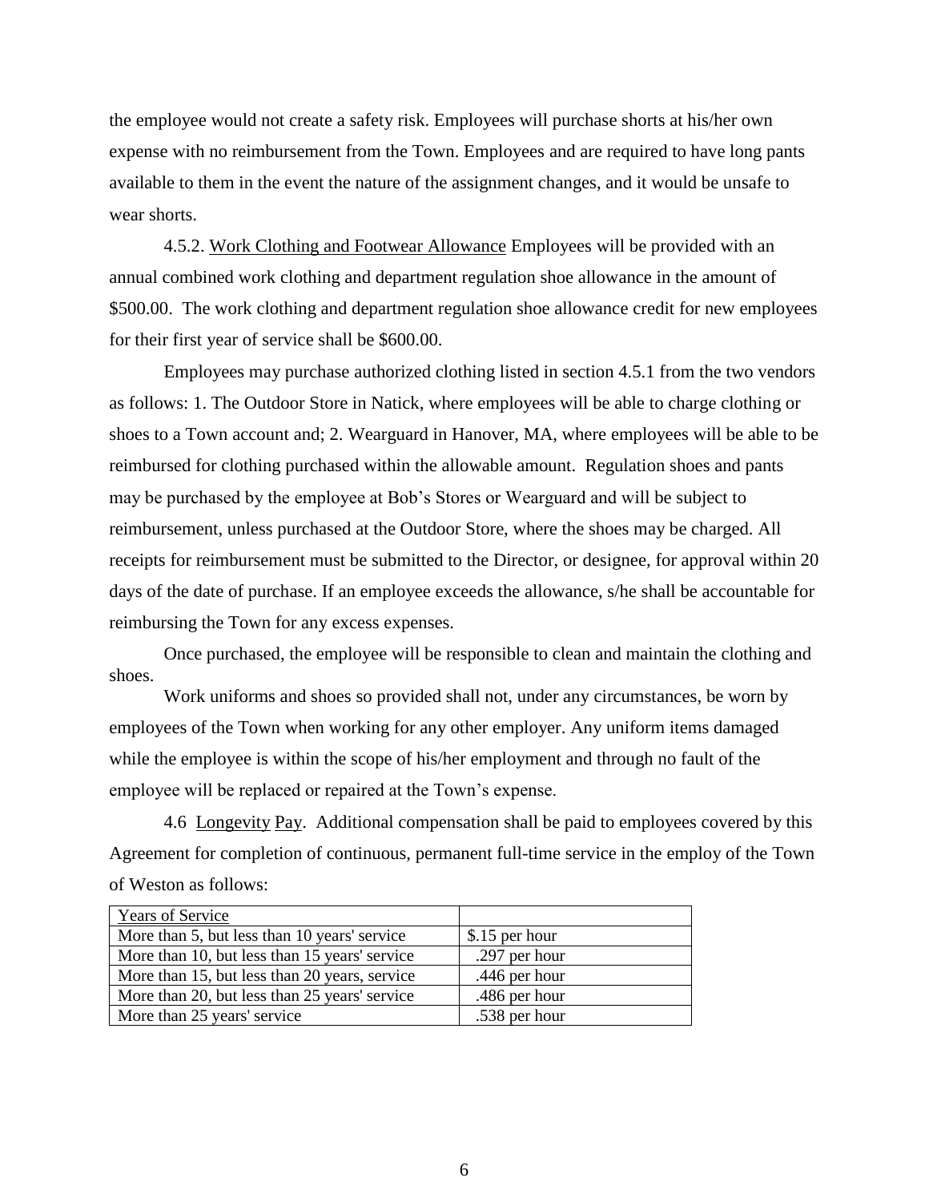the employee would not create a safety risk. Employees will purchase shorts at his/her own expense with no reimbursement from the Town. Employees and are required to have long pants available to them in the event the nature of the assignment changes, and it would be unsafe to wear shorts.

4.5.2. Work Clothing and Footwear Allowance Employees will be provided with an annual combined work clothing and department regulation shoe allowance in the amount of $500.00. The work clothing and department regulation shoe allowance credit for new employees for their first year of service shall be $600.00.

Employees may purchase authorized clothing listed in section 4.5.1 from the two vendors as follows: 1. The Outdoor Store in Natick, where employees will be able to charge clothing or shoes to a Town account and; 2. Wearguard in Hanover, MA, where employees will be able to be reimbursed for clothing purchased within the allowable amount. Regulation shoes and pants may be purchased by the employee at Bob's Stores or Wearguard and will be subject to reimbursement, unless purchased at the Outdoor Store, where the shoes may be charged. All receipts for reimbursement must be submitted to the Director, or designee, for approval within 20 days of the date of purchase. If an employee exceeds the allowance, s/he shall be accountable for reimbursing the Town for any excess expenses.

Once purchased, the employee will be responsible to clean and maintain the clothing and shoes.

Work uniforms and shoes so provided shall not, under any circumstances, be worn by employees of the Town when working for any other employer. Any uniform items damaged while the employee is within the scope of his/her employment and through no fault of the employee will be replaced or repaired at the Town's expense.

4.6 Longevity Pay. Additional compensation shall be paid to employees covered by this Agreement for completion of continuous, permanent full-time service in the employ of the Town of Weston as follows:

| Years of Service | |
|---|---|
| More than 5, but less than 10 years' service | $.15 per hour |
| More than 10, but less than 15 years' service | .297 per hour |
| More than 15, but less than 20 years, service | .446 per hour |
| More than 20, but less than 25 years' service | .486 per hour |
| More than 25 years' service | .538 per hour |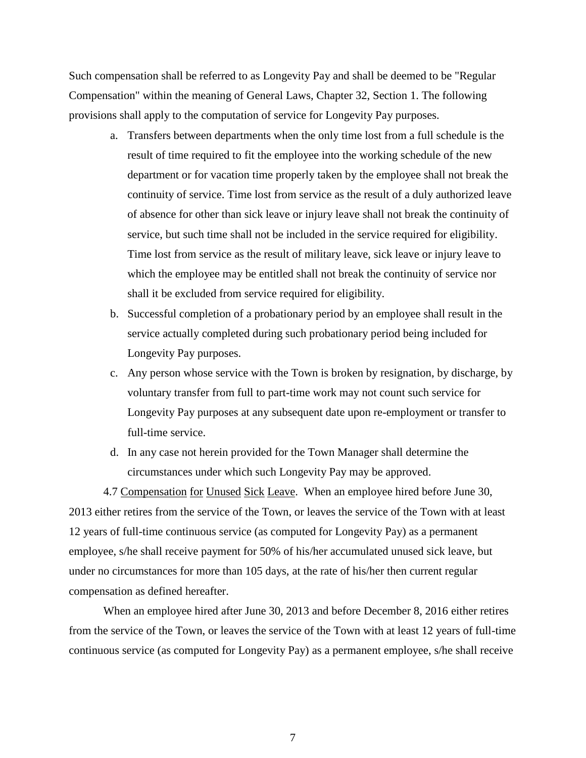Such compensation shall be referred to as Longevity Pay and shall be deemed to be "Regular Compensation" within the meaning of General Laws, Chapter 32, Section 1. The following provisions shall apply to the computation of service for Longevity Pay purposes.

a. Transfers between departments when the only time lost from a full schedule is the result of time required to fit the employee into the working schedule of the new department or for vacation time properly taken by the employee shall not break the continuity of service. Time lost from service as the result of a duly authorized leave of absence for other than sick leave or injury leave shall not break the continuity of service, but such time shall not be included in the service required for eligibility. Time lost from service as the result of military leave, sick leave or injury leave to which the employee may be entitled shall not break the continuity of service nor shall it be excluded from service required for eligibility.
b. Successful completion of a probationary period by an employee shall result in the service actually completed during such probationary period being included for Longevity Pay purposes.
c. Any person whose service with the Town is broken by resignation, by discharge, by voluntary transfer from full to part-time work may not count such service for Longevity Pay purposes at any subsequent date upon re-employment or transfer to full-time service.
d. In any case not herein provided for the Town Manager shall determine the circumstances under which such Longevity Pay may be approved.

4.7 Compensation for Unused Sick Leave. When an employee hired before June 30, 2013 either retires from the service of the Town, or leaves the service of the Town with at least 12 years of full-time continuous service (as computed for Longevity Pay) as a permanent employee, s/he shall receive payment for 50% of his/her accumulated unused sick leave, but under no circumstances for more than 105 days, at the rate of his/her then current regular compensation as defined hereafter.

When an employee hired after June 30, 2013 and before December 8, 2016 either retires from the service of the Town, or leaves the service of the Town with at least 12 years of full-time continuous service (as computed for Longevity Pay) as a permanent employee, s/he shall receive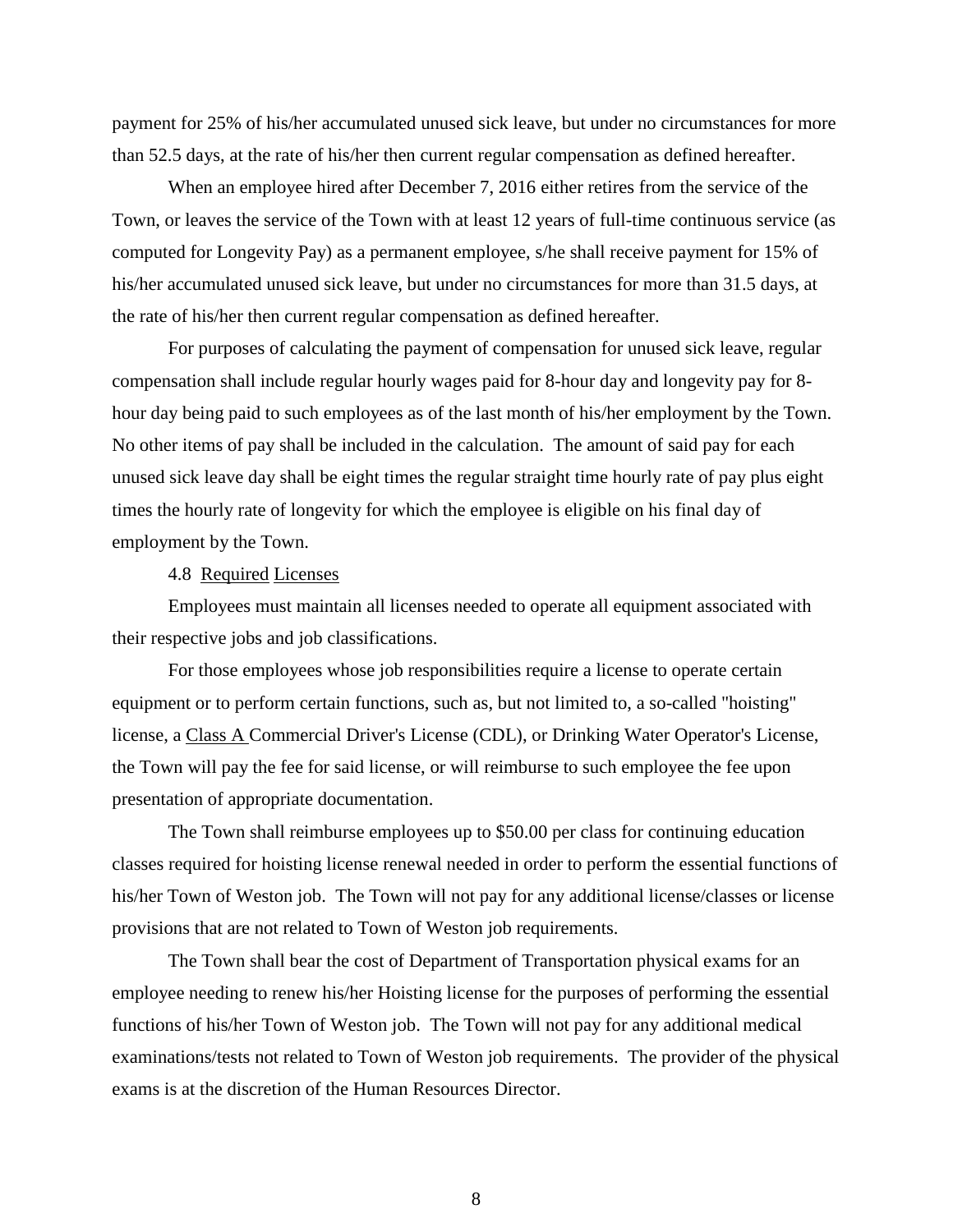payment for 25% of his/her accumulated unused sick leave, but under no circumstances for more than 52.5 days, at the rate of his/her then current regular compensation as defined hereafter.

When an employee hired after December 7, 2016 either retires from the service of the Town, or leaves the service of the Town with at least 12 years of full-time continuous service (as computed for Longevity Pay) as a permanent employee, s/he shall receive payment for 15% of his/her accumulated unused sick leave, but under no circumstances for more than 31.5 days, at the rate of his/her then current regular compensation as defined hereafter.

For purposes of calculating the payment of compensation for unused sick leave, regular compensation shall include regular hourly wages paid for 8-hour day and longevity pay for 8-hour day being paid to such employees as of the last month of his/her employment by the Town. No other items of pay shall be included in the calculation. The amount of said pay for each unused sick leave day shall be eight times the regular straight time hourly rate of pay plus eight times the hourly rate of longevity for which the employee is eligible on his final day of employment by the Town.

4.8 Required Licenses

Employees must maintain all licenses needed to operate all equipment associated with their respective jobs and job classifications.

For those employees whose job responsibilities require a license to operate certain equipment or to perform certain functions, such as, but not limited to, a so-called "hoisting" license, a Class A Commercial Driver's License (CDL), or Drinking Water Operator's License, the Town will pay the fee for said license, or will reimburse to such employee the fee upon presentation of appropriate documentation.

The Town shall reimburse employees up to $50.00 per class for continuing education classes required for hoisting license renewal needed in order to perform the essential functions of his/her Town of Weston job. The Town will not pay for any additional license/classes or license provisions that are not related to Town of Weston job requirements.

The Town shall bear the cost of Department of Transportation physical exams for an employee needing to renew his/her Hoisting license for the purposes of performing the essential functions of his/her Town of Weston job. The Town will not pay for any additional medical examinations/tests not related to Town of Weston job requirements. The provider of the physical exams is at the discretion of the Human Resources Director.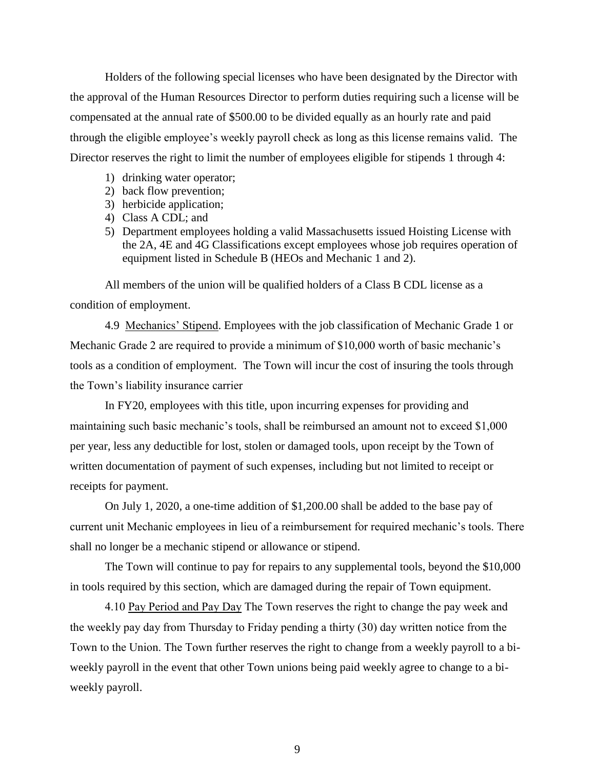Holders of the following special licenses who have been designated by the Director with the approval of the Human Resources Director to perform duties requiring such a license will be compensated at the annual rate of $500.00 to be divided equally as an hourly rate and paid through the eligible employee's weekly payroll check as long as this license remains valid. The Director reserves the right to limit the number of employees eligible for stipends 1 through 4:

1) drinking water operator;
2) back flow prevention;
3) herbicide application;
4) Class A CDL; and
5) Department employees holding a valid Massachusetts issued Hoisting License with the 2A, 4E and 4G Classifications except employees whose job requires operation of equipment listed in Schedule B (HEOs and Mechanic 1 and 2).

All members of the union will be qualified holders of a Class B CDL license as a condition of employment.

4.9 Mechanics' Stipend. Employees with the job classification of Mechanic Grade 1 or Mechanic Grade 2 are required to provide a minimum of $10,000 worth of basic mechanic's tools as a condition of employment. The Town will incur the cost of insuring the tools through the Town's liability insurance carrier

In FY20, employees with this title, upon incurring expenses for providing and maintaining such basic mechanic's tools, shall be reimbursed an amount not to exceed $1,000 per year, less any deductible for lost, stolen or damaged tools, upon receipt by the Town of written documentation of payment of such expenses, including but not limited to receipt or receipts for payment.

On July 1, 2020, a one-time addition of $1,200.00 shall be added to the base pay of current unit Mechanic employees in lieu of a reimbursement for required mechanic's tools. There shall no longer be a mechanic stipend or allowance or stipend.

The Town will continue to pay for repairs to any supplemental tools, beyond the $10,000 in tools required by this section, which are damaged during the repair of Town equipment.

4.10 Pay Period and Pay Day The Town reserves the right to change the pay week and the weekly pay day from Thursday to Friday pending a thirty (30) day written notice from the Town to the Union. The Town further reserves the right to change from a weekly payroll to a bi-weekly payroll in the event that other Town unions being paid weekly agree to change to a bi-weekly payroll.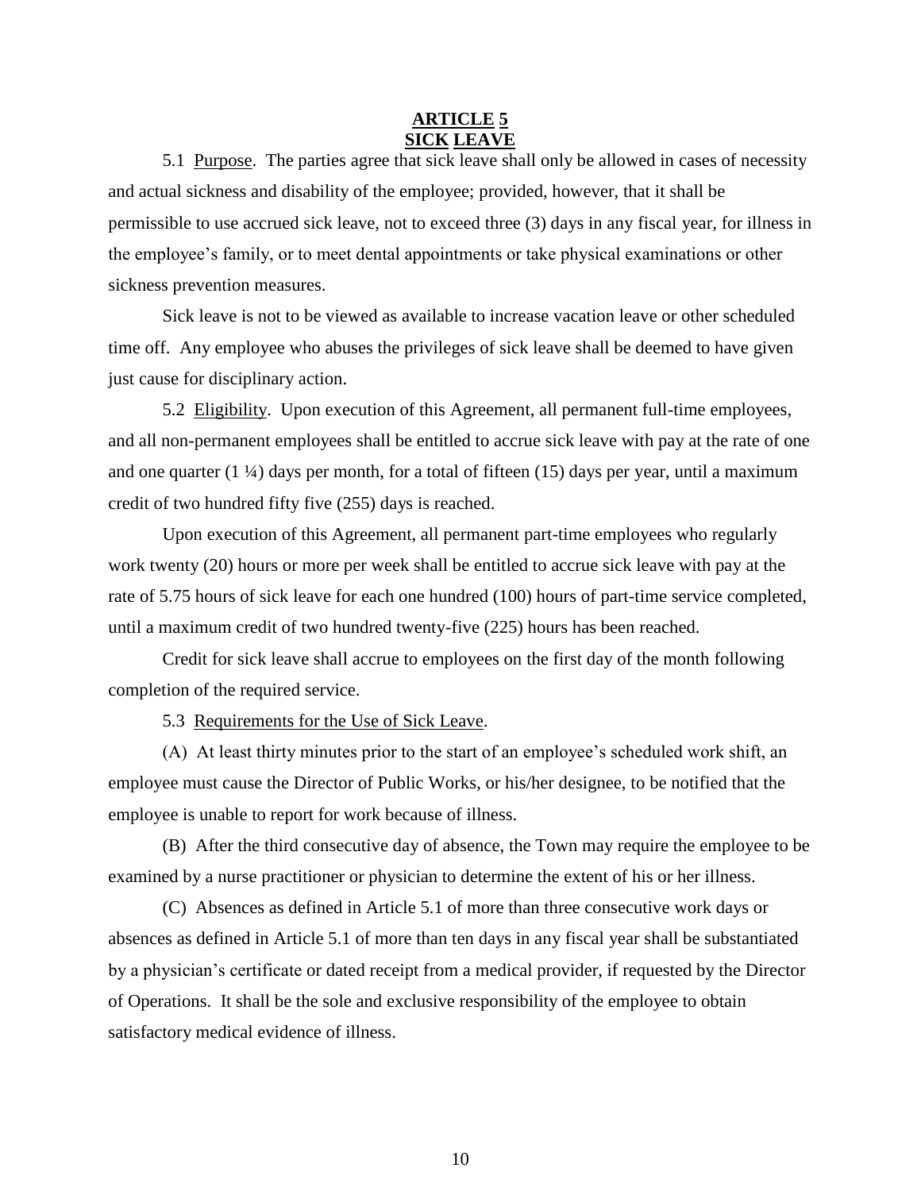# ARTICLE 5
# SICK LEAVE

5.1 Purpose. The parties agree that sick leave shall only be allowed in cases of necessity and actual sickness and disability of the employee; provided, however, that it shall be permissible to use accrued sick leave, not to exceed three (3) days in any fiscal year, for illness in the employee's family, or to meet dental appointments or take physical examinations or other sickness prevention measures.

Sick leave is not to be viewed as available to increase vacation leave or other scheduled time off. Any employee who abuses the privileges of sick leave shall be deemed to have given just cause for disciplinary action.

5.2 Eligibility. Upon execution of this Agreement, all permanent full-time employees, and all non-permanent employees shall be entitled to accrue sick leave with pay at the rate of one and one quarter (1 ¼) days per month, for a total of fifteen (15) days per year, until a maximum credit of two hundred fifty five (255) days is reached.

Upon execution of this Agreement, all permanent part-time employees who regularly work twenty (20) hours or more per week shall be entitled to accrue sick leave with pay at the rate of 5.75 hours of sick leave for each one hundred (100) hours of part-time service completed, until a maximum credit of two hundred twenty-five (225) hours has been reached.

Credit for sick leave shall accrue to employees on the first day of the month following completion of the required service.

5.3 Requirements for the Use of Sick Leave.

(A) At least thirty minutes prior to the start of an employee's scheduled work shift, an employee must cause the Director of Public Works, or his/her designee, to be notified that the employee is unable to report for work because of illness.

(B) After the third consecutive day of absence, the Town may require the employee to be examined by a nurse practitioner or physician to determine the extent of his or her illness.

(C) Absences as defined in Article 5.1 of more than three consecutive work days or absences as defined in Article 5.1 of more than ten days in any fiscal year shall be substantiated by a physician's certificate or dated receipt from a medical provider, if requested by the Director of Operations. It shall be the sole and exclusive responsibility of the employee to obtain satisfactory medical evidence of illness.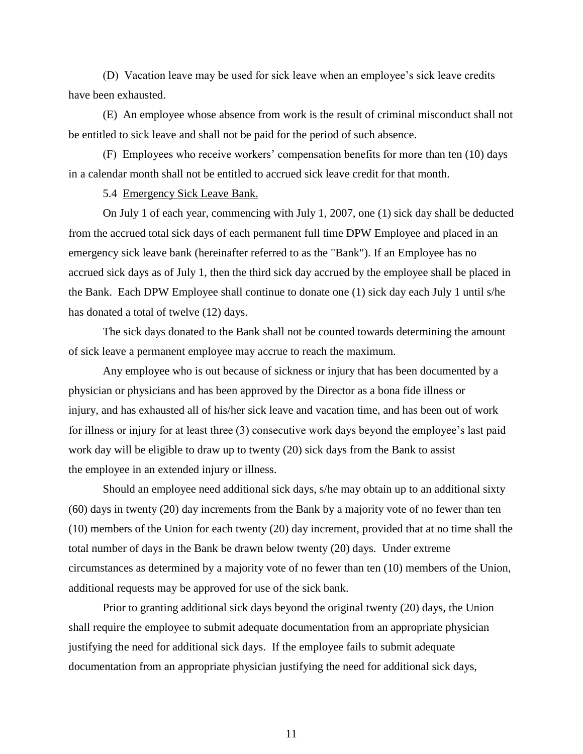(D) Vacation leave may be used for sick leave when an employee's sick leave credits have been exhausted.

(E) An employee whose absence from work is the result of criminal misconduct shall not be entitled to sick leave and shall not be paid for the period of such absence.

(F) Employees who receive workers' compensation benefits for more than ten (10) days in a calendar month shall not be entitled to accrued sick leave credit for that month.

5.4 <u>Emergency Sick Leave Bank.</u>

On July 1 of each year, commencing with July 1, 2007, one (1) sick day shall be deducted from the accrued total sick days of each permanent full time DPW Employee and placed in an emergency sick leave bank (hereinafter referred to as the "Bank"). If an Employee has no accrued sick days as of July 1, then the third sick day accrued by the employee shall be placed in the Bank. Each DPW Employee shall continue to donate one (1) sick day each July 1 until s/he has donated a total of twelve (12) days.

The sick days donated to the Bank shall not be counted towards determining the amount of sick leave a permanent employee may accrue to reach the maximum.

Any employee who is out because of sickness or injury that has been documented by a physician or physicians and has been approved by the Director as a bona fide illness or injury, and has exhausted all of his/her sick leave and vacation time, and has been out of work for illness or injury for at least three (3) consecutive work days beyond the employee's last paid work day will be eligible to draw up to twenty (20) sick days from the Bank to assist the employee in an extended injury or illness.

Should an employee need additional sick days, s/he may obtain up to an additional sixty (60) days in twenty (20) day increments from the Bank by a majority vote of no fewer than ten (10) members of the Union for each twenty (20) day increment, provided that at no time shall the total number of days in the Bank be drawn below twenty (20) days. Under extreme circumstances as determined by a majority vote of no fewer than ten (10) members of the Union, additional requests may be approved for use of the sick bank.

Prior to granting additional sick days beyond the original twenty (20) days, the Union shall require the employee to submit adequate documentation from an appropriate physician justifying the need for additional sick days. If the employee fails to submit adequate documentation from an appropriate physician justifying the need for additional sick days,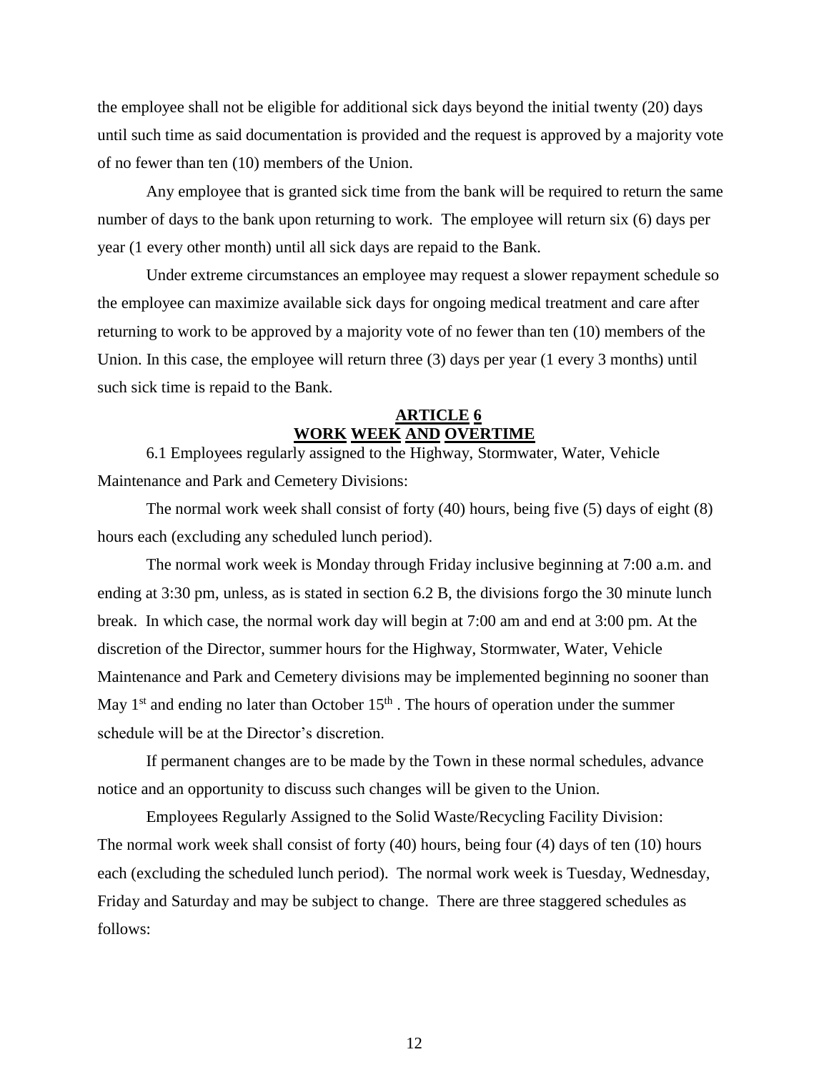the employee shall not be eligible for additional sick days beyond the initial twenty (20) days until such time as said documentation is provided and the request is approved by a majority vote of no fewer than ten (10) members of the Union.

Any employee that is granted sick time from the bank will be required to return the same number of days to the bank upon returning to work. The employee will return six (6) days per year (1 every other month) until all sick days are repaid to the Bank.

Under extreme circumstances an employee may request a slower repayment schedule so the employee can maximize available sick days for ongoing medical treatment and care after returning to work to be approved by a majority vote of no fewer than ten (10) members of the Union. In this case, the employee will return three (3) days per year (1 every 3 months) until such sick time is repaid to the Bank.

## ARTICLE 6
## WORK WEEK AND OVERTIME

6.1 Employees regularly assigned to the Highway, Stormwater, Water, Vehicle Maintenance and Park and Cemetery Divisions:

The normal work week shall consist of forty (40) hours, being five (5) days of eight (8) hours each (excluding any scheduled lunch period).

The normal work week is Monday through Friday inclusive beginning at 7:00 a.m. and ending at 3:30 pm, unless, as is stated in section 6.2 B, the divisions forgo the 30 minute lunch break. In which case, the normal work day will begin at 7:00 am and end at 3:00 pm. At the discretion of the Director, summer hours for the Highway, Stormwater, Water, Vehicle Maintenance and Park and Cemetery divisions may be implemented beginning no sooner than May 1st and ending no later than October 15th . The hours of operation under the summer schedule will be at the Director's discretion.

If permanent changes are to be made by the Town in these normal schedules, advance notice and an opportunity to discuss such changes will be given to the Union.

Employees Regularly Assigned to the Solid Waste/Recycling Facility Division: The normal work week shall consist of forty (40) hours, being four (4) days of ten (10) hours each (excluding the scheduled lunch period). The normal work week is Tuesday, Wednesday, Friday and Saturday and may be subject to change. There are three staggered schedules as follows: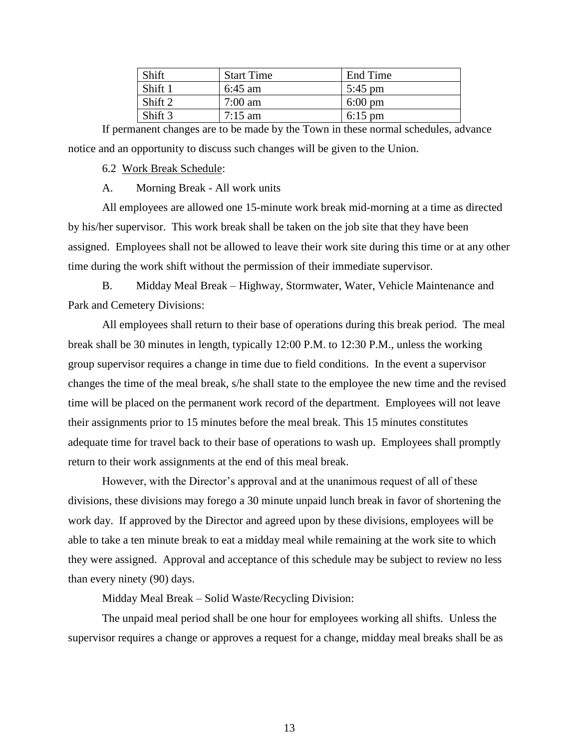| Shift | Start Time | End Time |
|---|---|---|
| Shift 1 | 6:45 am | 5:45 pm |
| Shift 2 | 7:00 am | 6:00 pm |
| Shift 3 | 7:15 am | 6:15 pm |

If permanent changes are to be made by the Town in these normal schedules, advance notice and an opportunity to discuss such changes will be given to the Union.

6.2 Work Break Schedule:

A. Morning Break - All work units

All employees are allowed one 15-minute work break mid-morning at a time as directed by his/her supervisor. This work break shall be taken on the job site that they have been assigned. Employees shall not be allowed to leave their work site during this time or at any other time during the work shift without the permission of their immediate supervisor.

B. Midday Meal Break – Highway, Stormwater, Water, Vehicle Maintenance and Park and Cemetery Divisions:

All employees shall return to their base of operations during this break period. The meal break shall be 30 minutes in length, typically 12:00 P.M. to 12:30 P.M., unless the working group supervisor requires a change in time due to field conditions. In the event a supervisor changes the time of the meal break, s/he shall state to the employee the new time and the revised time will be placed on the permanent work record of the department. Employees will not leave their assignments prior to 15 minutes before the meal break. This 15 minutes constitutes adequate time for travel back to their base of operations to wash up. Employees shall promptly return to their work assignments at the end of this meal break.

However, with the Director's approval and at the unanimous request of all of these divisions, these divisions may forego a 30 minute unpaid lunch break in favor of shortening the work day. If approved by the Director and agreed upon by these divisions, employees will be able to take a ten minute break to eat a midday meal while remaining at the work site to which they were assigned. Approval and acceptance of this schedule may be subject to review no less than every ninety (90) days.

Midday Meal Break – Solid Waste/Recycling Division:

The unpaid meal period shall be one hour for employees working all shifts. Unless the supervisor requires a change or approves a request for a change, midday meal breaks shall be as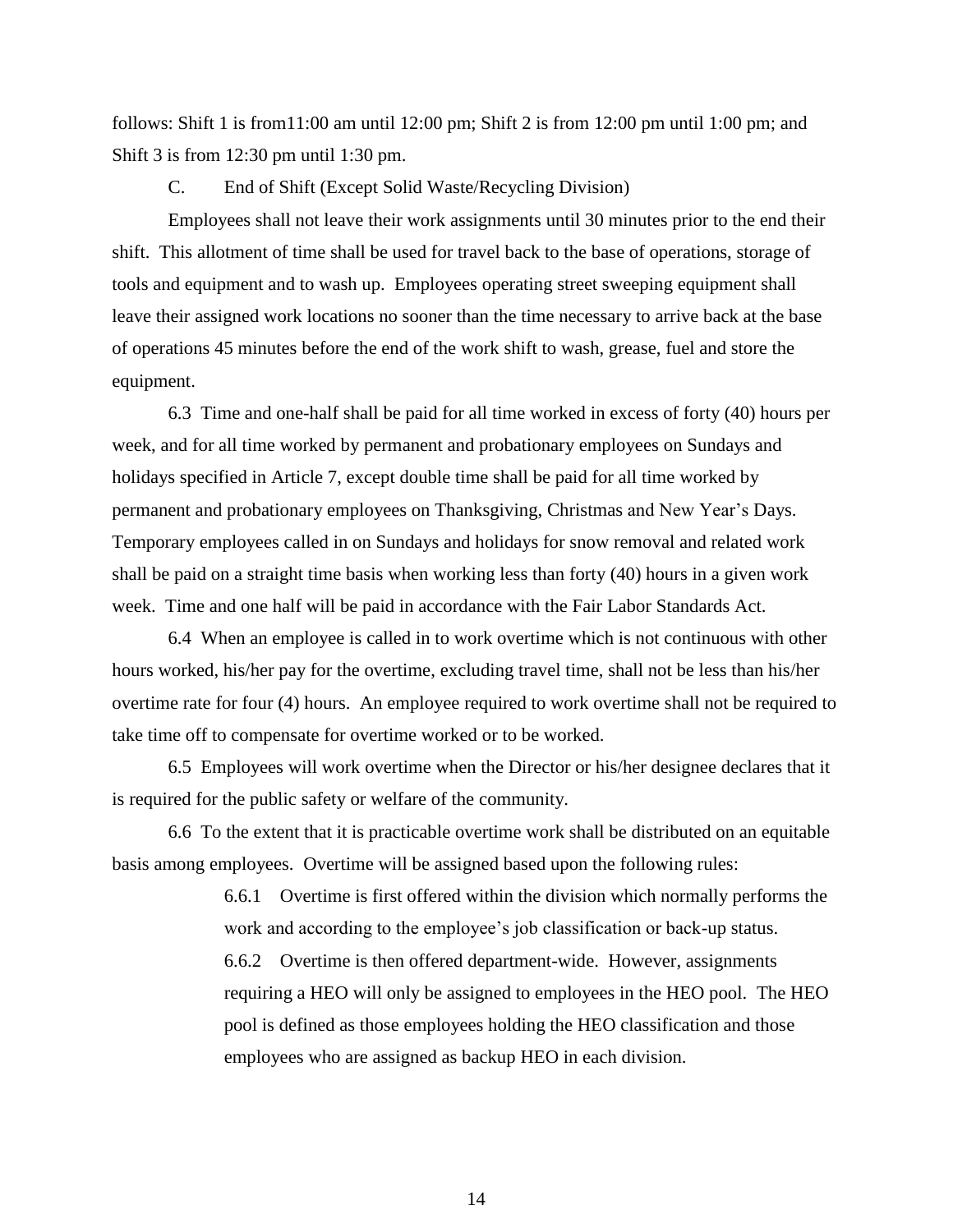follows: Shift 1 is from11:00 am until 12:00 pm; Shift 2 is from 12:00 pm until 1:00 pm; and Shift 3 is from 12:30 pm until 1:30 pm.

C. End of Shift (Except Solid Waste/Recycling Division)

Employees shall not leave their work assignments until 30 minutes prior to the end their shift. This allotment of time shall be used for travel back to the base of operations, storage of tools and equipment and to wash up. Employees operating street sweeping equipment shall leave their assigned work locations no sooner than the time necessary to arrive back at the base of operations 45 minutes before the end of the work shift to wash, grease, fuel and store the equipment.

6.3 Time and one-half shall be paid for all time worked in excess of forty (40) hours per week, and for all time worked by permanent and probationary employees on Sundays and holidays specified in Article 7, except double time shall be paid for all time worked by permanent and probationary employees on Thanksgiving, Christmas and New Year's Days. Temporary employees called in on Sundays and holidays for snow removal and related work shall be paid on a straight time basis when working less than forty (40) hours in a given work week. Time and one half will be paid in accordance with the Fair Labor Standards Act.

6.4 When an employee is called in to work overtime which is not continuous with other hours worked, his/her pay for the overtime, excluding travel time, shall not be less than his/her overtime rate for four (4) hours. An employee required to work overtime shall not be required to take time off to compensate for overtime worked or to be worked.

6.5 Employees will work overtime when the Director or his/her designee declares that it is required for the public safety or welfare of the community.

6.6 To the extent that it is practicable overtime work shall be distributed on an equitable basis among employees. Overtime will be assigned based upon the following rules:

6.6.1 Overtime is first offered within the division which normally performs the work and according to the employee's job classification or back-up status.

6.6.2 Overtime is then offered department-wide. However, assignments requiring a HEO will only be assigned to employees in the HEO pool. The HEO pool is defined as those employees holding the HEO classification and those employees who are assigned as backup HEO in each division.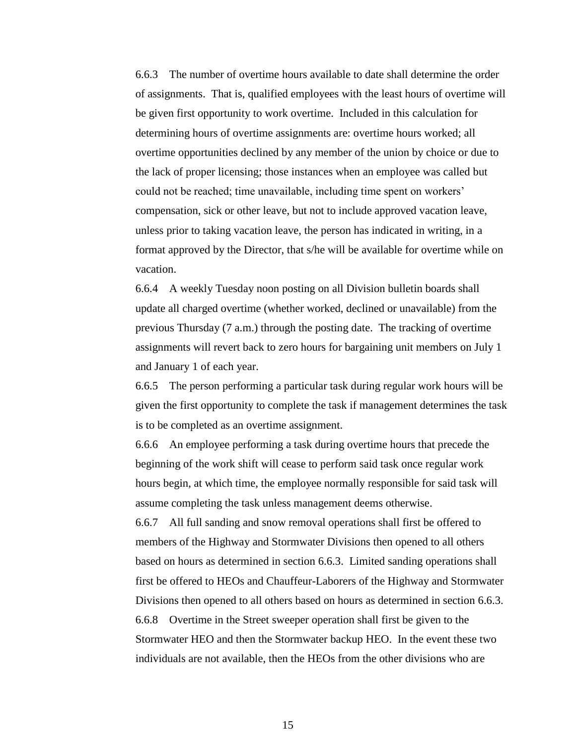6.6.3 The number of overtime hours available to date shall determine the order of assignments. That is, qualified employees with the least hours of overtime will be given first opportunity to work overtime. Included in this calculation for determining hours of overtime assignments are: overtime hours worked; all overtime opportunities declined by any member of the union by choice or due to the lack of proper licensing; those instances when an employee was called but could not be reached; time unavailable, including time spent on workers' compensation, sick or other leave, but not to include approved vacation leave, unless prior to taking vacation leave, the person has indicated in writing, in a format approved by the Director, that s/he will be available for overtime while on vacation.

6.6.4 A weekly Tuesday noon posting on all Division bulletin boards shall update all charged overtime (whether worked, declined or unavailable) from the previous Thursday (7 a.m.) through the posting date. The tracking of overtime assignments will revert back to zero hours for bargaining unit members on July 1 and January 1 of each year.

6.6.5 The person performing a particular task during regular work hours will be given the first opportunity to complete the task if management determines the task is to be completed as an overtime assignment.

6.6.6 An employee performing a task during overtime hours that precede the beginning of the work shift will cease to perform said task once regular work hours begin, at which time, the employee normally responsible for said task will assume completing the task unless management deems otherwise.

6.6.7 All full sanding and snow removal operations shall first be offered to members of the Highway and Stormwater Divisions then opened to all others based on hours as determined in section 6.6.3. Limited sanding operations shall first be offered to HEOs and Chauffeur-Laborers of the Highway and Stormwater Divisions then opened to all others based on hours as determined in section 6.6.3.

6.6.8 Overtime in the Street sweeper operation shall first be given to the Stormwater HEO and then the Stormwater backup HEO. In the event these two individuals are not available, then the HEOs from the other divisions who are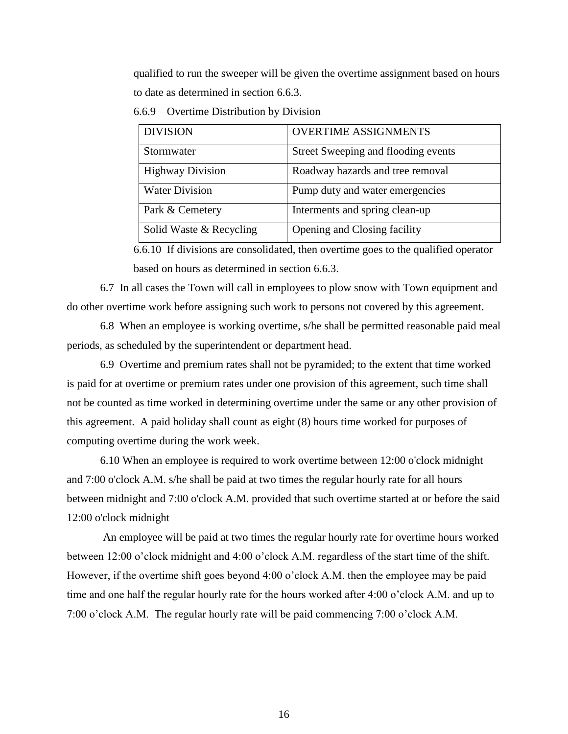qualified to run the sweeper will be given the overtime assignment based on hours to date as determined in section 6.6.3.

6.6.9 Overtime Distribution by Division

| DIVISION | OVERTIME ASSIGNMENTS |
|---|---|
| Stormwater | Street Sweeping and flooding events |
| Highway Division | Roadway hazards and tree removal |
| Water Division | Pump duty and water emergencies |
| Park & Cemetery | Interments and spring clean-up |
| Solid Waste & Recycling | Opening and Closing facility |

6.6.10 If divisions are consolidated, then overtime goes to the qualified operator based on hours as determined in section 6.6.3.

6.7 In all cases the Town will call in employees to plow snow with Town equipment and do other overtime work before assigning such work to persons not covered by this agreement.

6.8 When an employee is working overtime, s/he shall be permitted reasonable paid meal periods, as scheduled by the superintendent or department head.

6.9 Overtime and premium rates shall not be pyramided; to the extent that time worked is paid for at overtime or premium rates under one provision of this agreement, such time shall not be counted as time worked in determining overtime under the same or any other provision of this agreement. A paid holiday shall count as eight (8) hours time worked for purposes of computing overtime during the work week.

6.10 When an employee is required to work overtime between 12:00 o'clock midnight and 7:00 o'clock A.M. s/he shall be paid at two times the regular hourly rate for all hours between midnight and 7:00 o'clock A.M. provided that such overtime started at or before the said 12:00 o'clock midnight

An employee will be paid at two times the regular hourly rate for overtime hours worked between 12:00 o'clock midnight and 4:00 o'clock A.M. regardless of the start time of the shift. However, if the overtime shift goes beyond 4:00 o'clock A.M. then the employee may be paid time and one half the regular hourly rate for the hours worked after 4:00 o'clock A.M. and up to 7:00 o'clock A.M. The regular hourly rate will be paid commencing 7:00 o'clock A.M.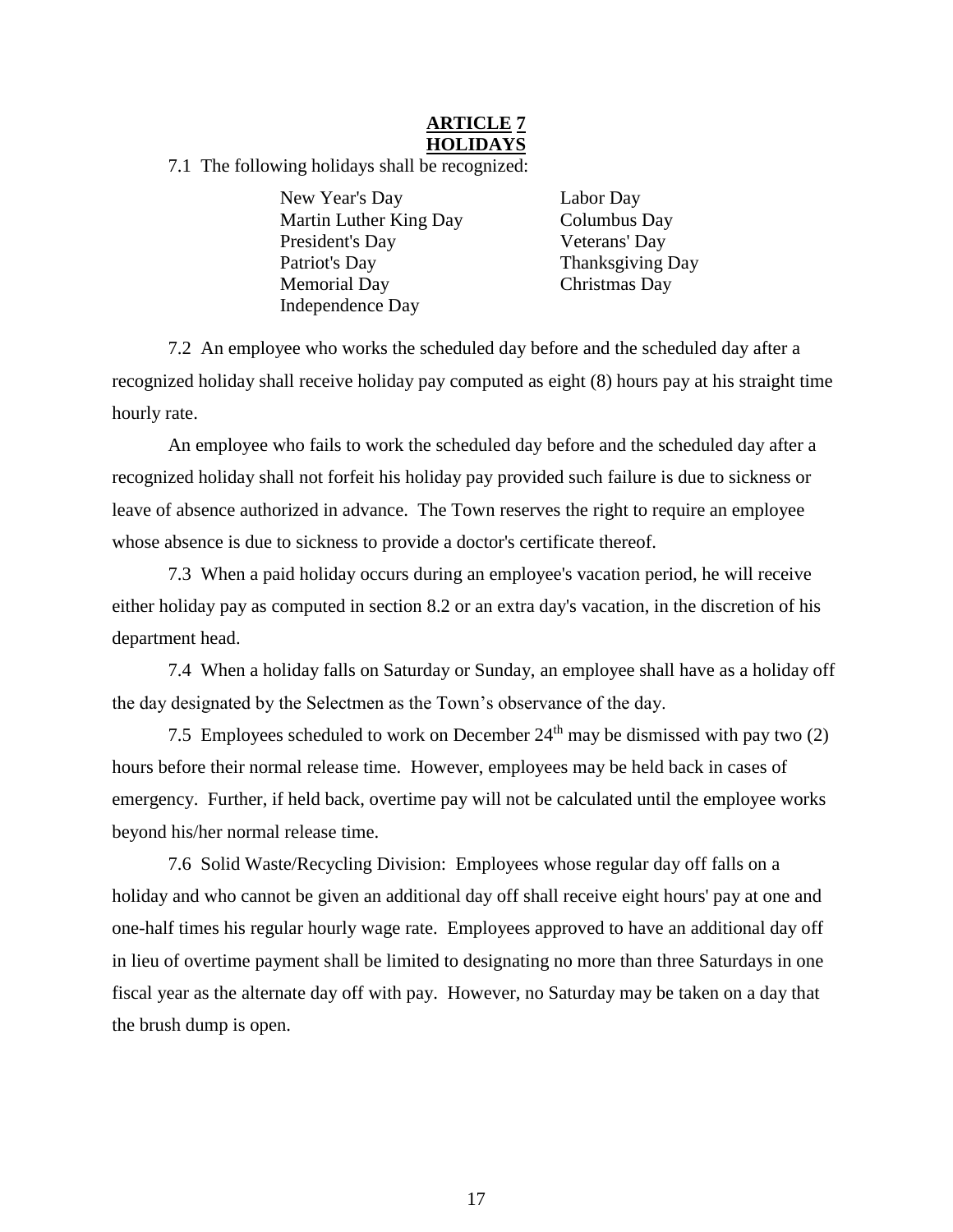# ARTICLE 7
# HOLIDAYS

7.1 The following holidays shall be recognized:

- New Year's Day
- Martin Luther King Day
- President's Day
- Patriot's Day
- Memorial Day
- Independence Day
- Labor Day
- Columbus Day
- Veterans' Day
- Thanksgiving Day
- Christmas Day

7.2 An employee who works the scheduled day before and the scheduled day after a recognized holiday shall receive holiday pay computed as eight (8) hours pay at his straight time hourly rate.

An employee who fails to work the scheduled day before and the scheduled day after a recognized holiday shall not forfeit his holiday pay provided such failure is due to sickness or leave of absence authorized in advance. The Town reserves the right to require an employee whose absence is due to sickness to provide a doctor's certificate thereof.

7.3 When a paid holiday occurs during an employee's vacation period, he will receive either holiday pay as computed in section 8.2 or an extra day's vacation, in the discretion of his department head.

7.4 When a holiday falls on Saturday or Sunday, an employee shall have as a holiday off the day designated by the Selectmen as the Town's observance of the day.

7.5 Employees scheduled to work on December 24th may be dismissed with pay two (2) hours before their normal release time. However, employees may be held back in cases of emergency. Further, if held back, overtime pay will not be calculated until the employee works beyond his/her normal release time.

7.6 Solid Waste/Recycling Division: Employees whose regular day off falls on a holiday and who cannot be given an additional day off shall receive eight hours' pay at one and one-half times his regular hourly wage rate. Employees approved to have an additional day off in lieu of overtime payment shall be limited to designating no more than three Saturdays in one fiscal year as the alternate day off with pay. However, no Saturday may be taken on a day that the brush dump is open.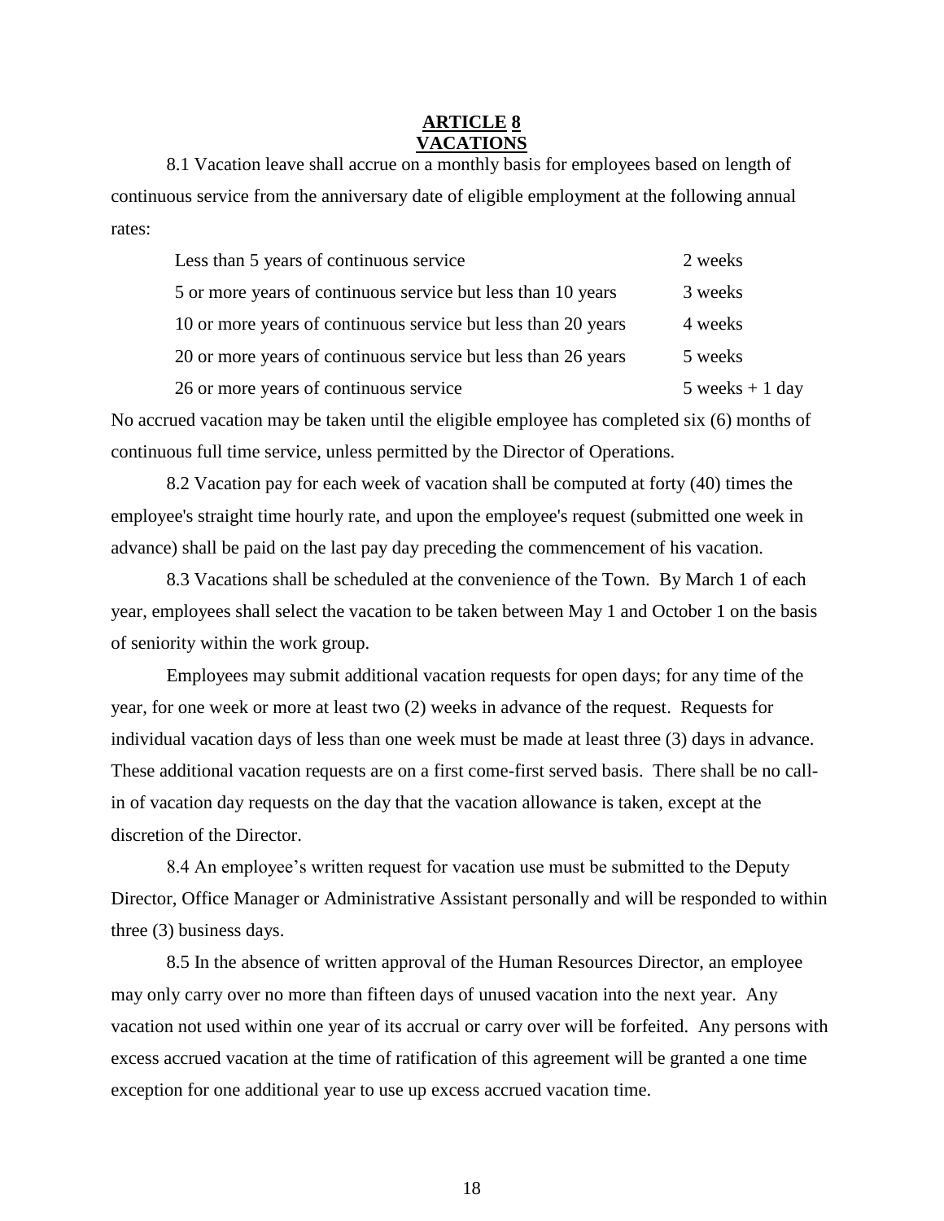# ARTICLE 8
# VACATIONS

8.1 Vacation leave shall accrue on a monthly basis for employees based on length of continuous service from the anniversary date of eligible employment at the following annual rates:

| | |
|---|---|
| Less than 5 years of continuous service | 2 weeks |
| 5 or more years of continuous service but less than 10 years | 3 weeks |
| 10 or more years of continuous service but less than 20 years | 4 weeks |
| 20 or more years of continuous service but less than 26 years | 5 weeks |
| 26 or more years of continuous service | 5 weeks + 1 day |

No accrued vacation may be taken until the eligible employee has completed six (6) months of continuous full time service, unless permitted by the Director of Operations.

8.2 Vacation pay for each week of vacation shall be computed at forty (40) times the employee's straight time hourly rate, and upon the employee's request (submitted one week in advance) shall be paid on the last pay day preceding the commencement of his vacation.

8.3 Vacations shall be scheduled at the convenience of the Town. By March 1 of each year, employees shall select the vacation to be taken between May 1 and October 1 on the basis of seniority within the work group.

Employees may submit additional vacation requests for open days; for any time of the year, for one week or more at least two (2) weeks in advance of the request. Requests for individual vacation days of less than one week must be made at least three (3) days in advance. These additional vacation requests are on a first come-first served basis. There shall be no call-in of vacation day requests on the day that the vacation allowance is taken, except at the discretion of the Director.

8.4 An employee's written request for vacation use must be submitted to the Deputy Director, Office Manager or Administrative Assistant personally and will be responded to within three (3) business days.

8.5 In the absence of written approval of the Human Resources Director, an employee may only carry over no more than fifteen days of unused vacation into the next year. Any vacation not used within one year of its accrual or carry over will be forfeited. Any persons with excess accrued vacation at the time of ratification of this agreement will be granted a one time exception for one additional year to use up excess accrued vacation time.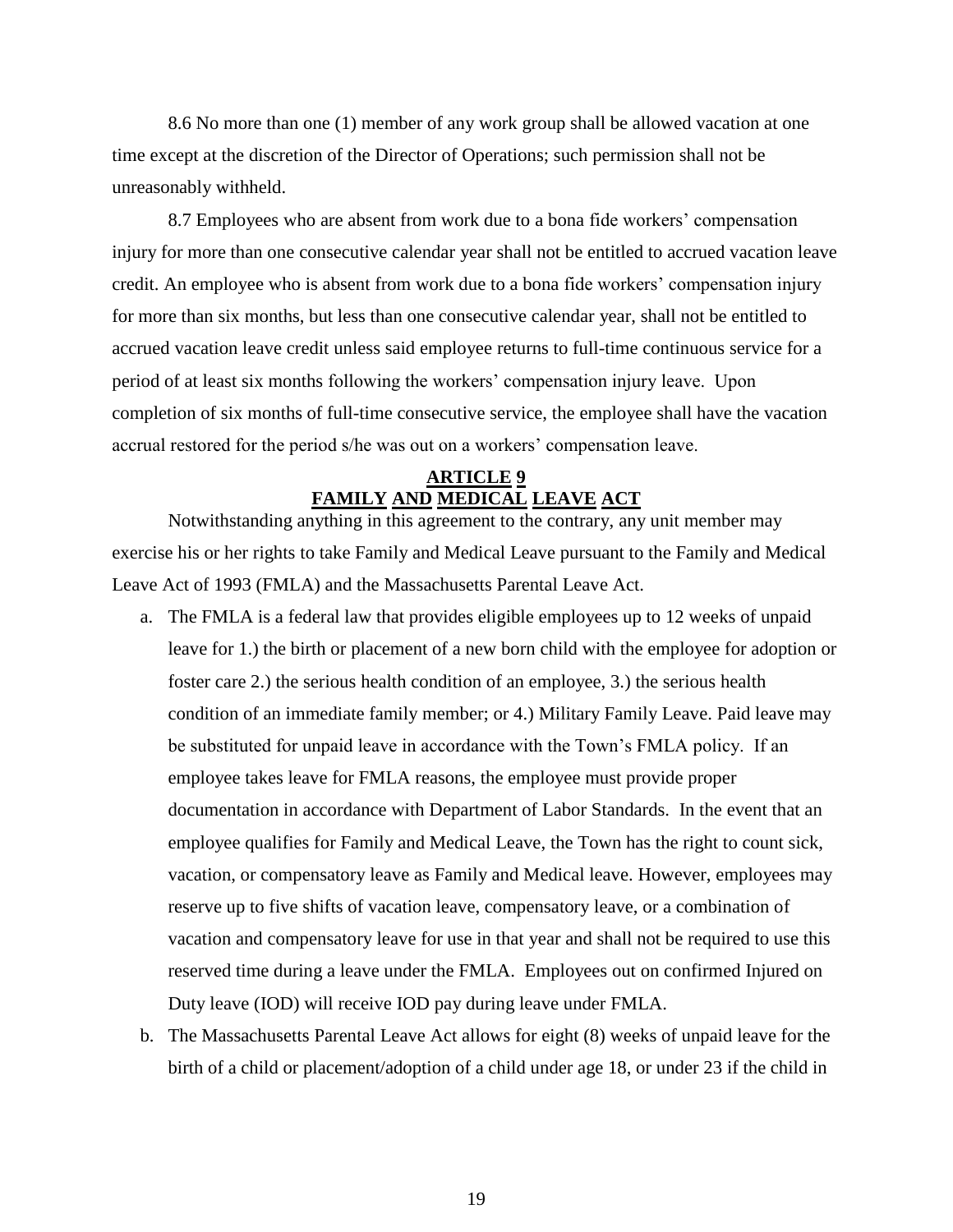8.6 No more than one (1) member of any work group shall be allowed vacation at one time except at the discretion of the Director of Operations; such permission shall not be unreasonably withheld.

8.7 Employees who are absent from work due to a bona fide workers' compensation injury for more than one consecutive calendar year shall not be entitled to accrued vacation leave credit. An employee who is absent from work due to a bona fide workers' compensation injury for more than six months, but less than one consecutive calendar year, shall not be entitled to accrued vacation leave credit unless said employee returns to full-time continuous service for a period of at least six months following the workers' compensation injury leave. Upon completion of six months of full-time consecutive service, the employee shall have the vacation accrual restored for the period s/he was out on a workers' compensation leave.

## ARTICLE 9
## FAMILY AND MEDICAL LEAVE ACT

Notwithstanding anything in this agreement to the contrary, any unit member may exercise his or her rights to take Family and Medical Leave pursuant to the Family and Medical Leave Act of 1993 (FMLA) and the Massachusetts Parental Leave Act.

a. The FMLA is a federal law that provides eligible employees up to 12 weeks of unpaid leave for 1.) the birth or placement of a new born child with the employee for adoption or foster care 2.) the serious health condition of an employee, 3.) the serious health condition of an immediate family member; or 4.) Military Family Leave. Paid leave may be substituted for unpaid leave in accordance with the Town's FMLA policy. If an employee takes leave for FMLA reasons, the employee must provide proper documentation in accordance with Department of Labor Standards. In the event that an employee qualifies for Family and Medical Leave, the Town has the right to count sick, vacation, or compensatory leave as Family and Medical leave. However, employees may reserve up to five shifts of vacation leave, compensatory leave, or a combination of vacation and compensatory leave for use in that year and shall not be required to use this reserved time during a leave under the FMLA. Employees out on confirmed Injured on Duty leave (IOD) will receive IOD pay during leave under FMLA.

b. The Massachusetts Parental Leave Act allows for eight (8) weeks of unpaid leave for the birth of a child or placement/adoption of a child under age 18, or under 23 if the child in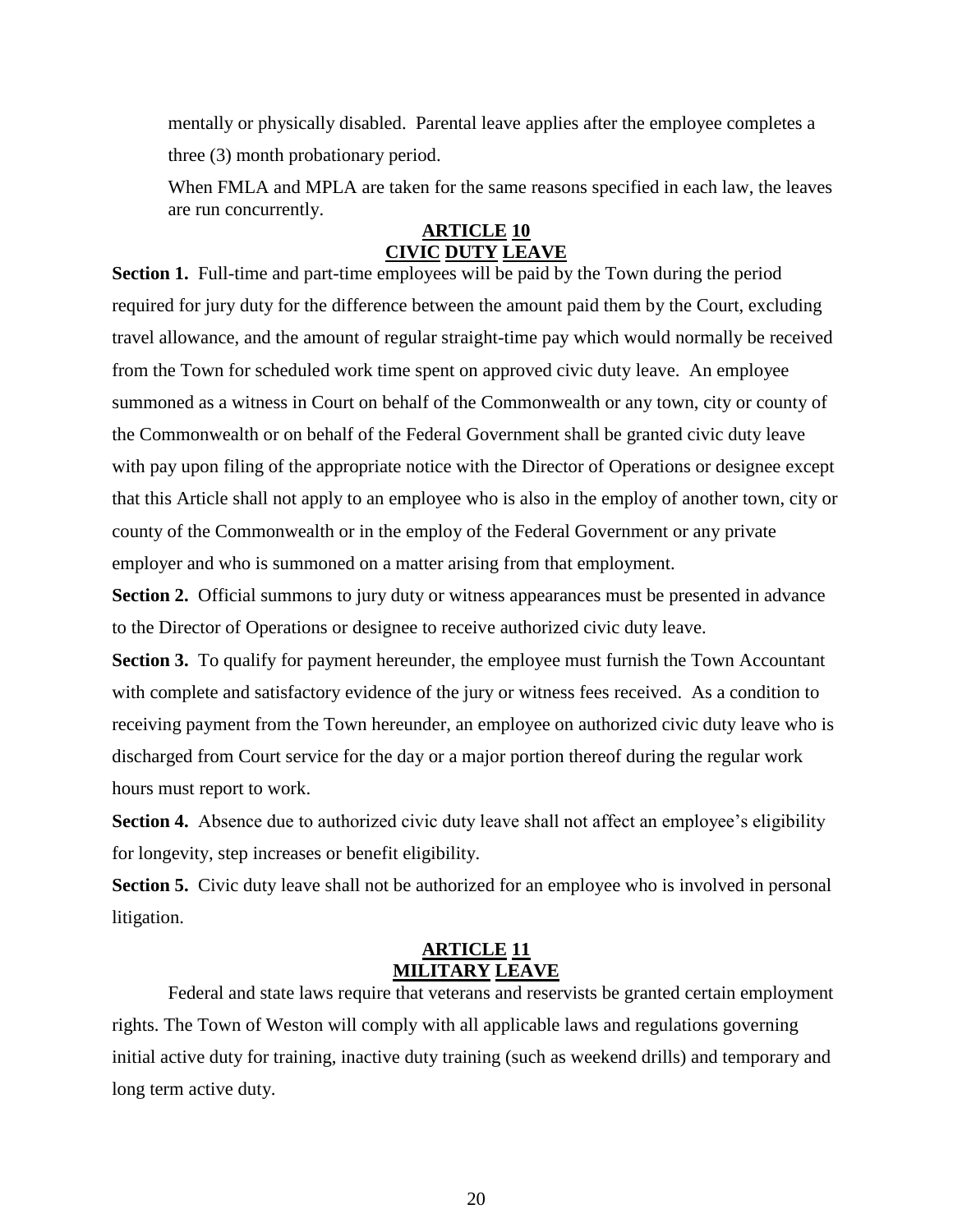mentally or physically disabled. Parental leave applies after the employee completes a three (3) month probationary period.

When FMLA and MPLA are taken for the same reasons specified in each law, the leaves are run concurrently.

## ARTICLE 10
## CIVIC DUTY LEAVE

**Section 1.** Full-time and part-time employees will be paid by the Town during the period required for jury duty for the difference between the amount paid them by the Court, excluding travel allowance, and the amount of regular straight-time pay which would normally be received from the Town for scheduled work time spent on approved civic duty leave. An employee summoned as a witness in Court on behalf of the Commonwealth or any town, city or county of the Commonwealth or on behalf of the Federal Government shall be granted civic duty leave with pay upon filing of the appropriate notice with the Director of Operations or designee except that this Article shall not apply to an employee who is also in the employ of another town, city or county of the Commonwealth or in the employ of the Federal Government or any private employer and who is summoned on a matter arising from that employment.

**Section 2.** Official summons to jury duty or witness appearances must be presented in advance to the Director of Operations or designee to receive authorized civic duty leave.

**Section 3.** To qualify for payment hereunder, the employee must furnish the Town Accountant with complete and satisfactory evidence of the jury or witness fees received. As a condition to receiving payment from the Town hereunder, an employee on authorized civic duty leave who is discharged from Court service for the day or a major portion thereof during the regular work hours must report to work.

**Section 4.** Absence due to authorized civic duty leave shall not affect an employee's eligibility for longevity, step increases or benefit eligibility.

**Section 5.** Civic duty leave shall not be authorized for an employee who is involved in personal litigation.

## ARTICLE 11
## MILITARY LEAVE

Federal and state laws require that veterans and reservists be granted certain employment rights. The Town of Weston will comply with all applicable laws and regulations governing initial active duty for training, inactive duty training (such as weekend drills) and temporary and long term active duty.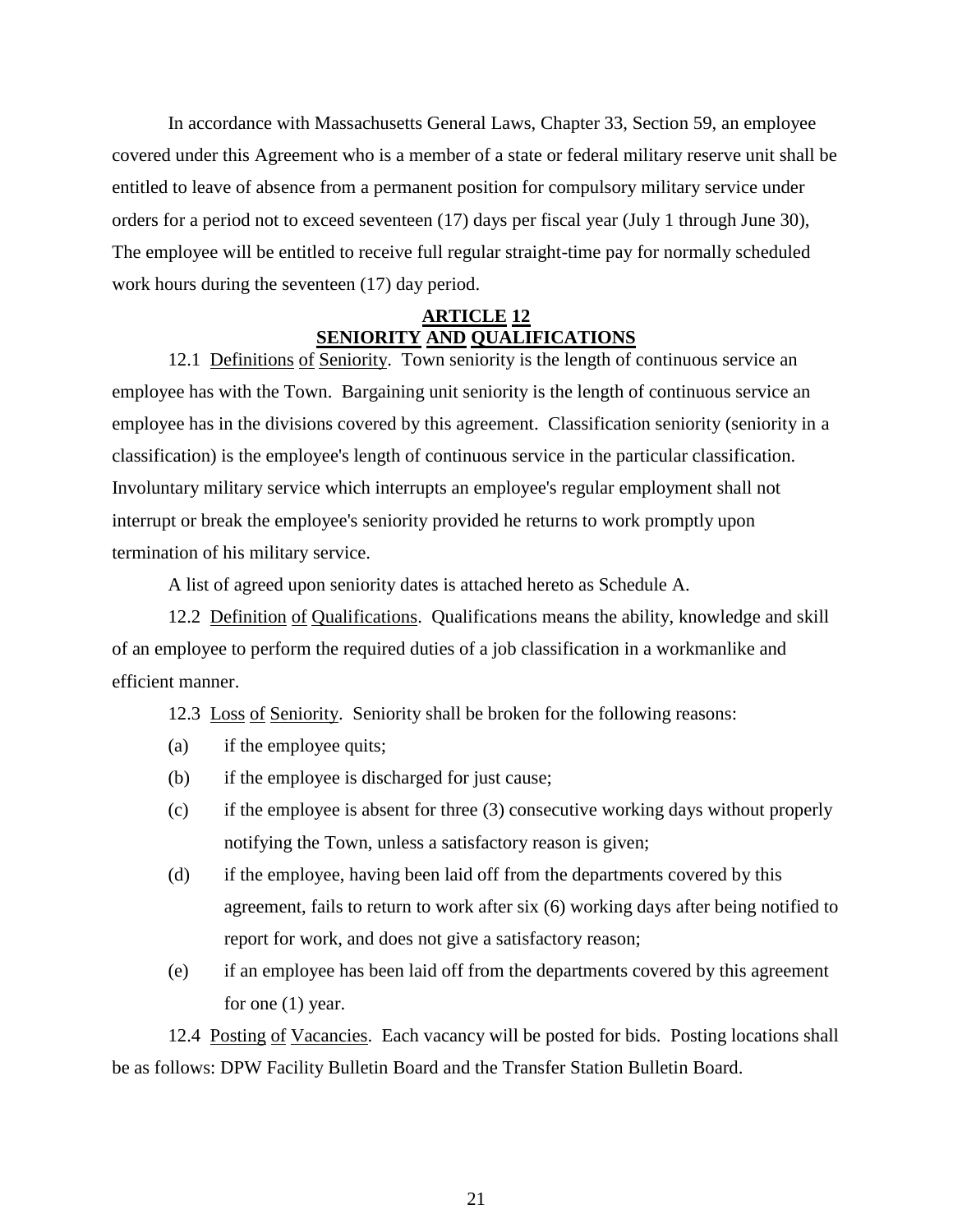In accordance with Massachusetts General Laws, Chapter 33, Section 59, an employee covered under this Agreement who is a member of a state or federal military reserve unit shall be entitled to leave of absence from a permanent position for compulsory military service under orders for a period not to exceed seventeen (17) days per fiscal year (July 1 through June 30), The employee will be entitled to receive full regular straight-time pay for normally scheduled work hours during the seventeen (17) day period.

## ARTICLE 12
## SENIORITY AND QUALIFICATIONS

12.1 Definitions of Seniority. Town seniority is the length of continuous service an employee has with the Town. Bargaining unit seniority is the length of continuous service an employee has in the divisions covered by this agreement. Classification seniority (seniority in a classification) is the employee's length of continuous service in the particular classification. Involuntary military service which interrupts an employee's regular employment shall not interrupt or break the employee's seniority provided he returns to work promptly upon termination of his military service.

A list of agreed upon seniority dates is attached hereto as Schedule A.

12.2 Definition of Qualifications. Qualifications means the ability, knowledge and skill of an employee to perform the required duties of a job classification in a workmanlike and efficient manner.

12.3 Loss of Seniority. Seniority shall be broken for the following reasons:

(a) if the employee quits;

(b) if the employee is discharged for just cause;

(c) if the employee is absent for three (3) consecutive working days without properly notifying the Town, unless a satisfactory reason is given;

(d) if the employee, having been laid off from the departments covered by this agreement, fails to return to work after six (6) working days after being notified to report for work, and does not give a satisfactory reason;

(e) if an employee has been laid off from the departments covered by this agreement for one (1) year.

12.4 Posting of Vacancies. Each vacancy will be posted for bids. Posting locations shall be as follows: DPW Facility Bulletin Board and the Transfer Station Bulletin Board.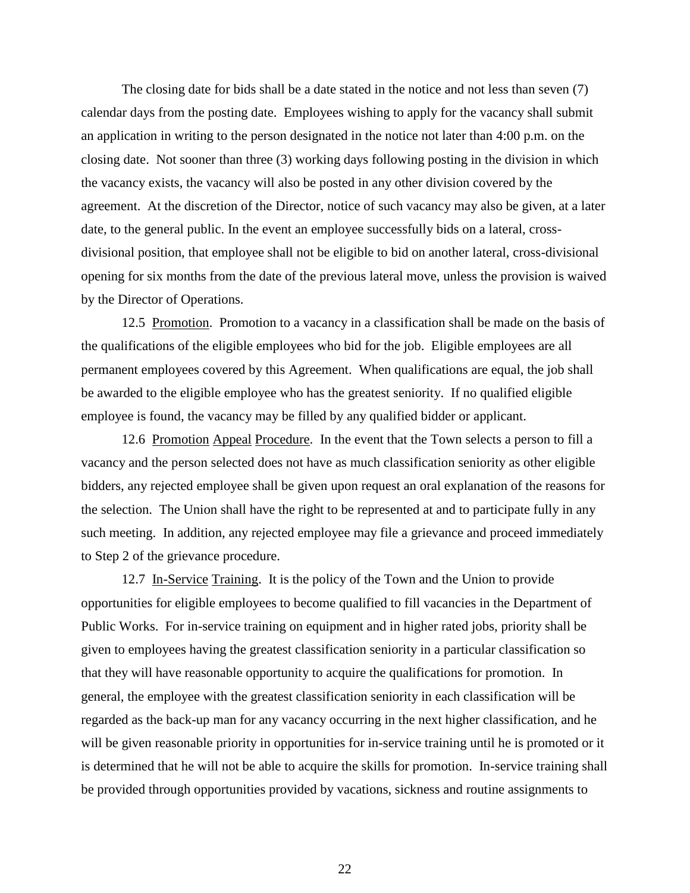The closing date for bids shall be a date stated in the notice and not less than seven (7) calendar days from the posting date. Employees wishing to apply for the vacancy shall submit an application in writing to the person designated in the notice not later than 4:00 p.m. on the closing date. Not sooner than three (3) working days following posting in the division in which the vacancy exists, the vacancy will also be posted in any other division covered by the agreement. At the discretion of the Director, notice of such vacancy may also be given, at a later date, to the general public. In the event an employee successfully bids on a lateral, cross-divisional position, that employee shall not be eligible to bid on another lateral, cross-divisional opening for six months from the date of the previous lateral move, unless the provision is waived by the Director of Operations.

12.5 Promotion. Promotion to a vacancy in a classification shall be made on the basis of the qualifications of the eligible employees who bid for the job. Eligible employees are all permanent employees covered by this Agreement. When qualifications are equal, the job shall be awarded to the eligible employee who has the greatest seniority. If no qualified eligible employee is found, the vacancy may be filled by any qualified bidder or applicant.

12.6 Promotion Appeal Procedure. In the event that the Town selects a person to fill a vacancy and the person selected does not have as much classification seniority as other eligible bidders, any rejected employee shall be given upon request an oral explanation of the reasons for the selection. The Union shall have the right to be represented at and to participate fully in any such meeting. In addition, any rejected employee may file a grievance and proceed immediately to Step 2 of the grievance procedure.

12.7 In-Service Training. It is the policy of the Town and the Union to provide opportunities for eligible employees to become qualified to fill vacancies in the Department of Public Works. For in-service training on equipment and in higher rated jobs, priority shall be given to employees having the greatest classification seniority in a particular classification so that they will have reasonable opportunity to acquire the qualifications for promotion. In general, the employee with the greatest classification seniority in each classification will be regarded as the back-up man for any vacancy occurring in the next higher classification, and he will be given reasonable priority in opportunities for in-service training until he is promoted or it is determined that he will not be able to acquire the skills for promotion. In-service training shall be provided through opportunities provided by vacations, sickness and routine assignments to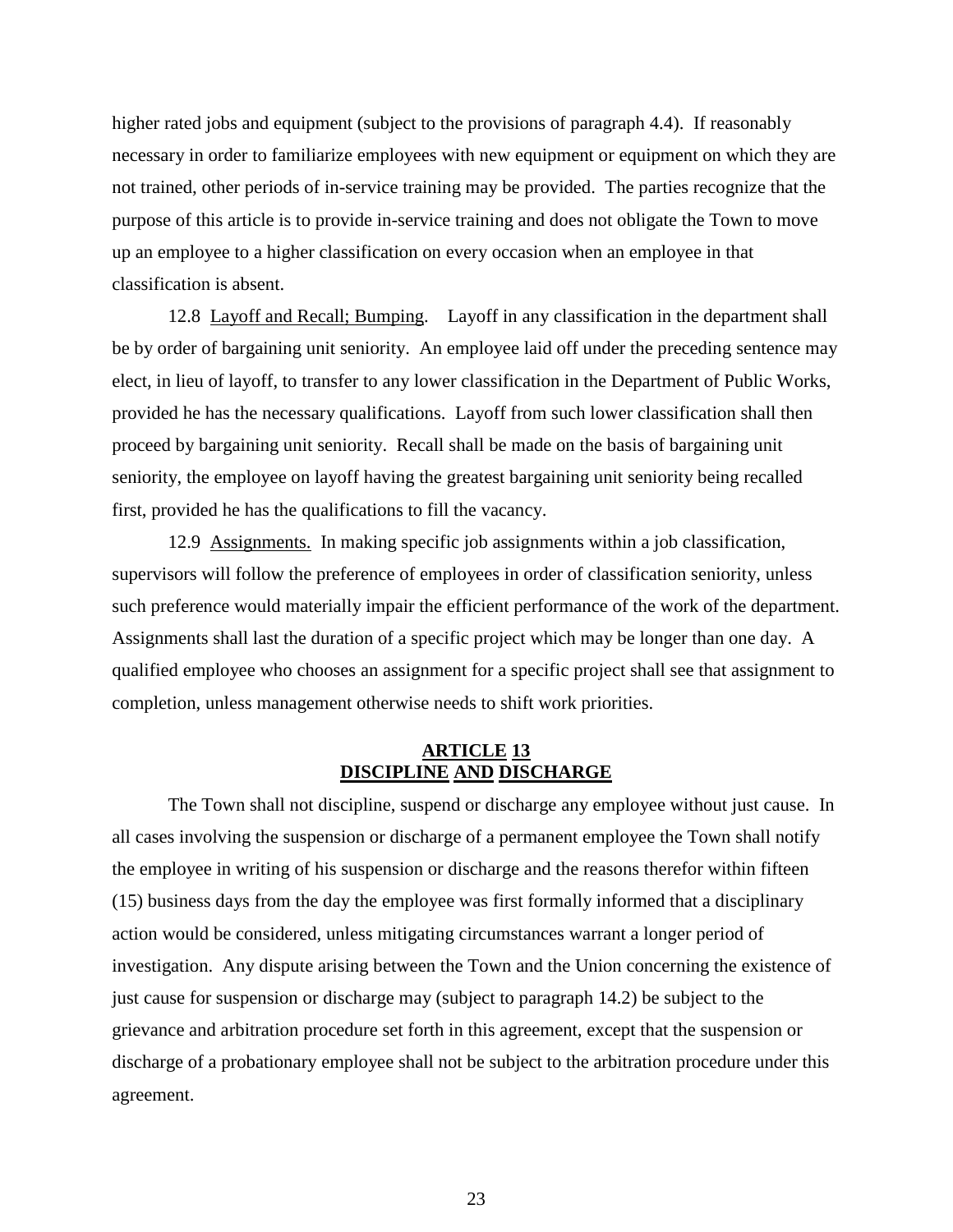higher rated jobs and equipment (subject to the provisions of paragraph 4.4). If reasonably necessary in order to familiarize employees with new equipment or equipment on which they are not trained, other periods of in-service training may be provided. The parties recognize that the purpose of this article is to provide in-service training and does not obligate the Town to move up an employee to a higher classification on every occasion when an employee in that classification is absent.

12.8 Layoff and Recall; Bumping. Layoff in any classification in the department shall be by order of bargaining unit seniority. An employee laid off under the preceding sentence may elect, in lieu of layoff, to transfer to any lower classification in the Department of Public Works, provided he has the necessary qualifications. Layoff from such lower classification shall then proceed by bargaining unit seniority. Recall shall be made on the basis of bargaining unit seniority, the employee on layoff having the greatest bargaining unit seniority being recalled first, provided he has the qualifications to fill the vacancy.

12.9 Assignments. In making specific job assignments within a job classification, supervisors will follow the preference of employees in order of classification seniority, unless such preference would materially impair the efficient performance of the work of the department. Assignments shall last the duration of a specific project which may be longer than one day. A qualified employee who chooses an assignment for a specific project shall see that assignment to completion, unless management otherwise needs to shift work priorities.

## ARTICLE 13
## DISCIPLINE AND DISCHARGE

The Town shall not discipline, suspend or discharge any employee without just cause. In all cases involving the suspension or discharge of a permanent employee the Town shall notify the employee in writing of his suspension or discharge and the reasons therefor within fifteen (15) business days from the day the employee was first formally informed that a disciplinary action would be considered, unless mitigating circumstances warrant a longer period of investigation. Any dispute arising between the Town and the Union concerning the existence of just cause for suspension or discharge may (subject to paragraph 14.2) be subject to the grievance and arbitration procedure set forth in this agreement, except that the suspension or discharge of a probationary employee shall not be subject to the arbitration procedure under this agreement.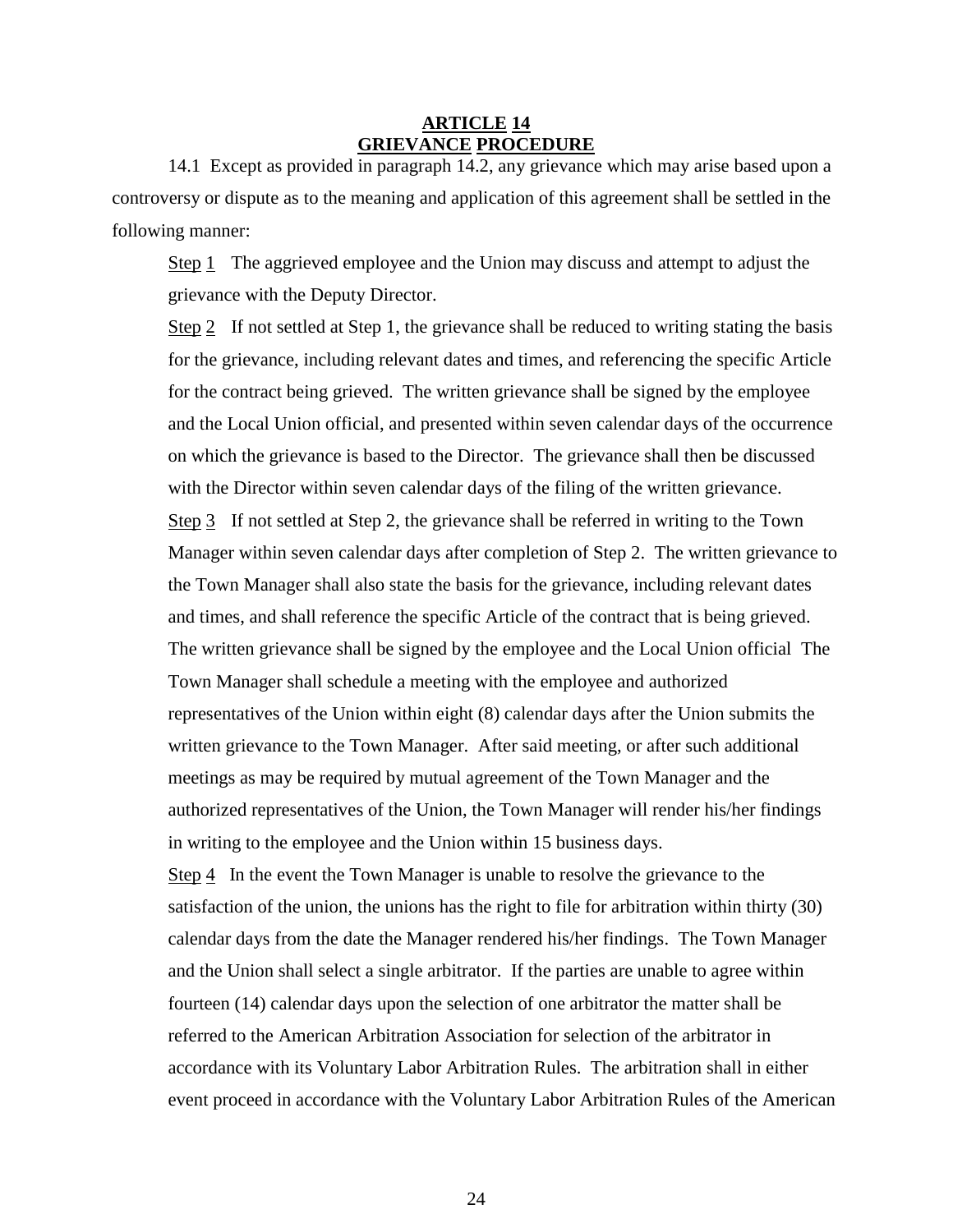## ARTICLE 14
## GRIEVANCE PROCEDURE

14.1 Except as provided in paragraph 14.2, any grievance which may arise based upon a controversy or dispute as to the meaning and application of this agreement shall be settled in the following manner:

Step 1 The aggrieved employee and the Union may discuss and attempt to adjust the grievance with the Deputy Director.

Step 2 If not settled at Step 1, the grievance shall be reduced to writing stating the basis for the grievance, including relevant dates and times, and referencing the specific Article for the contract being grieved. The written grievance shall be signed by the employee and the Local Union official, and presented within seven calendar days of the occurrence on which the grievance is based to the Director. The grievance shall then be discussed with the Director within seven calendar days of the filing of the written grievance.

Step 3 If not settled at Step 2, the grievance shall be referred in writing to the Town Manager within seven calendar days after completion of Step 2. The written grievance to the Town Manager shall also state the basis for the grievance, including relevant dates and times, and shall reference the specific Article of the contract that is being grieved. The written grievance shall be signed by the employee and the Local Union official The Town Manager shall schedule a meeting with the employee and authorized representatives of the Union within eight (8) calendar days after the Union submits the written grievance to the Town Manager. After said meeting, or after such additional meetings as may be required by mutual agreement of the Town Manager and the authorized representatives of the Union, the Town Manager will render his/her findings in writing to the employee and the Union within 15 business days.

Step 4 In the event the Town Manager is unable to resolve the grievance to the satisfaction of the union, the unions has the right to file for arbitration within thirty (30) calendar days from the date the Manager rendered his/her findings. The Town Manager and the Union shall select a single arbitrator. If the parties are unable to agree within fourteen (14) calendar days upon the selection of one arbitrator the matter shall be referred to the American Arbitration Association for selection of the arbitrator in accordance with its Voluntary Labor Arbitration Rules. The arbitration shall in either event proceed in accordance with the Voluntary Labor Arbitration Rules of the American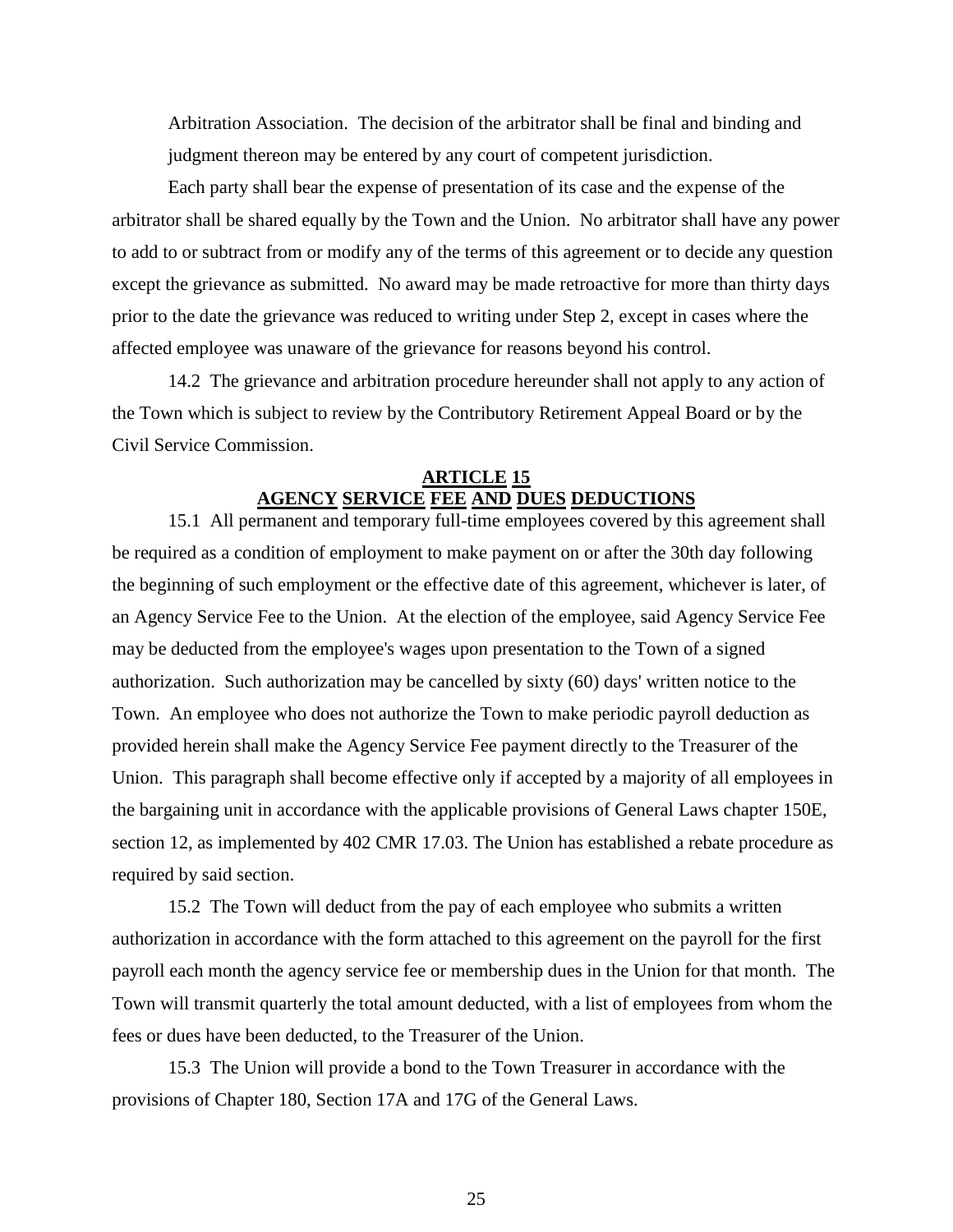Arbitration Association. The decision of the arbitrator shall be final and binding and judgment thereon may be entered by any court of competent jurisdiction.

Each party shall bear the expense of presentation of its case and the expense of the arbitrator shall be shared equally by the Town and the Union. No arbitrator shall have any power to add to or subtract from or modify any of the terms of this agreement or to decide any question except the grievance as submitted. No award may be made retroactive for more than thirty days prior to the date the grievance was reduced to writing under Step 2, except in cases where the affected employee was unaware of the grievance for reasons beyond his control.

14.2 The grievance and arbitration procedure hereunder shall not apply to any action of the Town which is subject to review by the Contributory Retirement Appeal Board or by the Civil Service Commission.

## ARTICLE 15
## AGENCY SERVICE FEE AND DUES DEDUCTIONS

15.1 All permanent and temporary full-time employees covered by this agreement shall be required as a condition of employment to make payment on or after the 30th day following the beginning of such employment or the effective date of this agreement, whichever is later, of an Agency Service Fee to the Union. At the election of the employee, said Agency Service Fee may be deducted from the employee's wages upon presentation to the Town of a signed authorization. Such authorization may be cancelled by sixty (60) days' written notice to the Town. An employee who does not authorize the Town to make periodic payroll deduction as provided herein shall make the Agency Service Fee payment directly to the Treasurer of the Union. This paragraph shall become effective only if accepted by a majority of all employees in the bargaining unit in accordance with the applicable provisions of General Laws chapter 150E, section 12, as implemented by 402 CMR 17.03. The Union has established a rebate procedure as required by said section.

15.2 The Town will deduct from the pay of each employee who submits a written authorization in accordance with the form attached to this agreement on the payroll for the first payroll each month the agency service fee or membership dues in the Union for that month. The Town will transmit quarterly the total amount deducted, with a list of employees from whom the fees or dues have been deducted, to the Treasurer of the Union.

15.3 The Union will provide a bond to the Town Treasurer in accordance with the provisions of Chapter 180, Section 17A and 17G of the General Laws.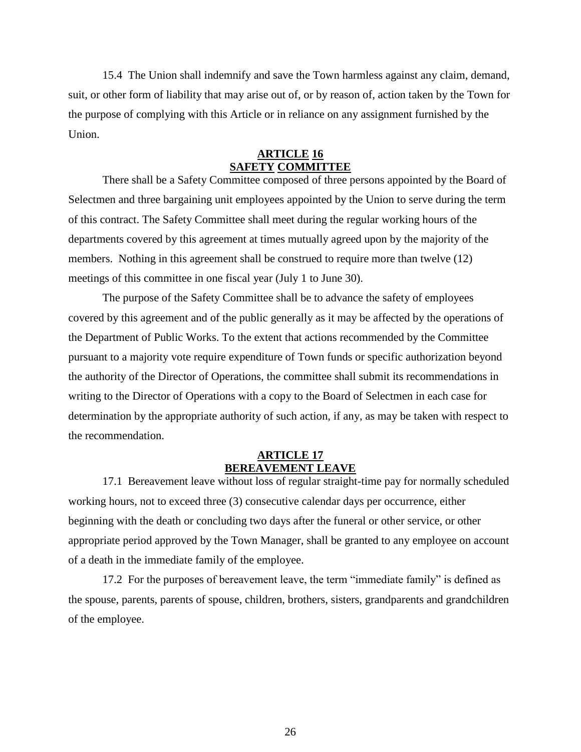15.4 The Union shall indemnify and save the Town harmless against any claim, demand, suit, or other form of liability that may arise out of, or by reason of, action taken by the Town for the purpose of complying with this Article or in reliance on any assignment furnished by the Union.

## ARTICLE 16
## SAFETY COMMITTEE

There shall be a Safety Committee composed of three persons appointed by the Board of Selectmen and three bargaining unit employees appointed by the Union to serve during the term of this contract. The Safety Committee shall meet during the regular working hours of the departments covered by this agreement at times mutually agreed upon by the majority of the members. Nothing in this agreement shall be construed to require more than twelve (12) meetings of this committee in one fiscal year (July 1 to June 30).

The purpose of the Safety Committee shall be to advance the safety of employees covered by this agreement and of the public generally as it may be affected by the operations of the Department of Public Works. To the extent that actions recommended by the Committee pursuant to a majority vote require expenditure of Town funds or specific authorization beyond the authority of the Director of Operations, the committee shall submit its recommendations in writing to the Director of Operations with a copy to the Board of Selectmen in each case for determination by the appropriate authority of such action, if any, as may be taken with respect to the recommendation.

## ARTICLE 17
## BEREAVEMENT LEAVE

17.1 Bereavement leave without loss of regular straight-time pay for normally scheduled working hours, not to exceed three (3) consecutive calendar days per occurrence, either beginning with the death or concluding two days after the funeral or other service, or other appropriate period approved by the Town Manager, shall be granted to any employee on account of a death in the immediate family of the employee.

17.2 For the purposes of bereavement leave, the term "immediate family" is defined as the spouse, parents, parents of spouse, children, brothers, sisters, grandparents and grandchildren of the employee.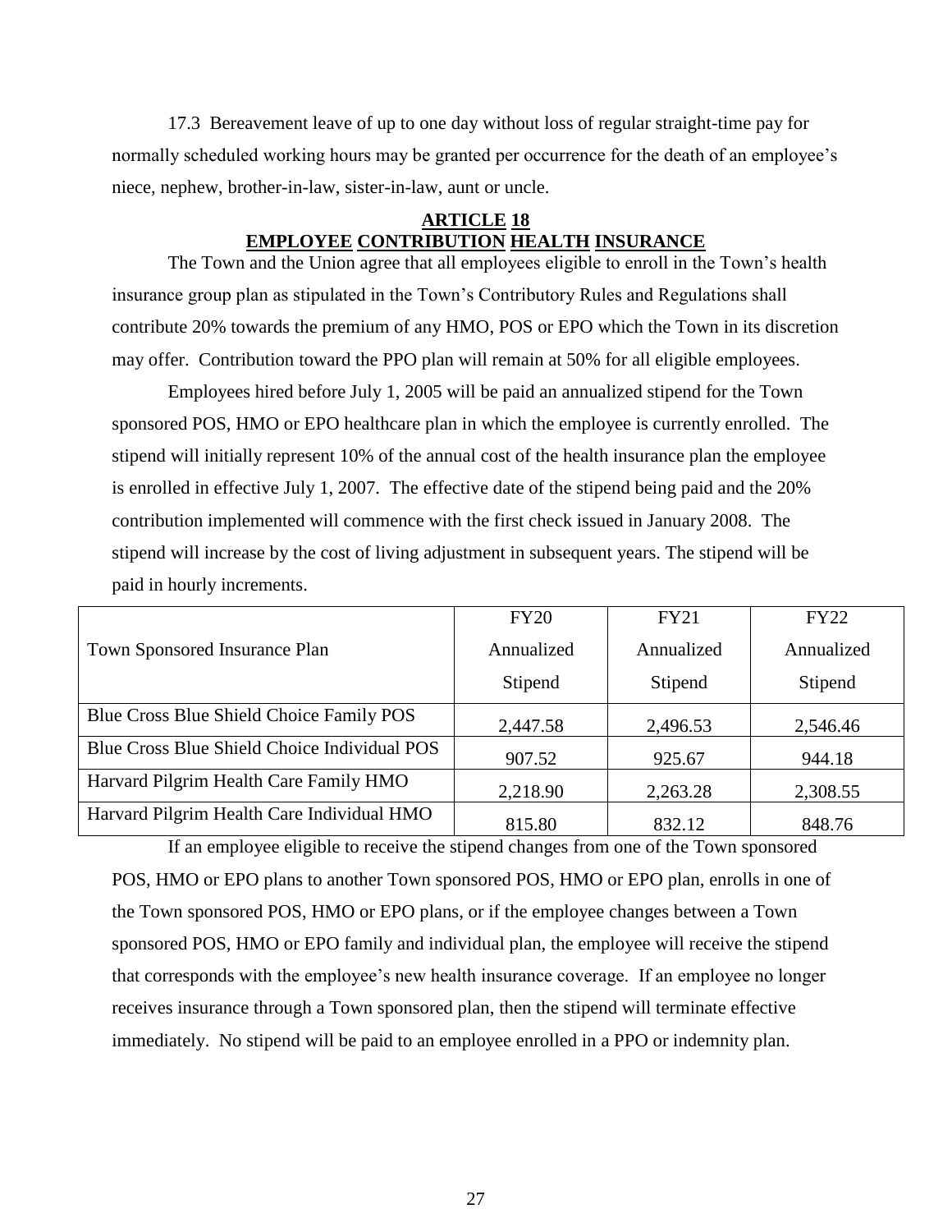17.3 Bereavement leave of up to one day without loss of regular straight-time pay for normally scheduled working hours may be granted per occurrence for the death of an employee's niece, nephew, brother-in-law, sister-in-law, aunt or uncle.

## ARTICLE 18
## EMPLOYEE CONTRIBUTION HEALTH INSURANCE

The Town and the Union agree that all employees eligible to enroll in the Town's health insurance group plan as stipulated in the Town's Contributory Rules and Regulations shall contribute 20% towards the premium of any HMO, POS or EPO which the Town in its discretion may offer. Contribution toward the PPO plan will remain at 50% for all eligible employees.

Employees hired before July 1, 2005 will be paid an annualized stipend for the Town sponsored POS, HMO or EPO healthcare plan in which the employee is currently enrolled. The stipend will initially represent 10% of the annual cost of the health insurance plan the employee is enrolled in effective July 1, 2007. The effective date of the stipend being paid and the 20% contribution implemented will commence with the first check issued in January 2008. The stipend will increase by the cost of living adjustment in subsequent years. The stipend will be paid in hourly increments.

| Town Sponsored Insurance Plan | FY20 Annualized Stipend | FY21 Annualized Stipend | FY22 Annualized Stipend |
|---|---|---|---|
| Blue Cross Blue Shield Choice Family POS | 2,447.58 | 2,496.53 | 2,546.46 |
| Blue Cross Blue Shield Choice Individual POS | 907.52 | 925.67 | 944.18 |
| Harvard Pilgrim Health Care Family HMO | 2,218.90 | 2,263.28 | 2,308.55 |
| Harvard Pilgrim Health Care Individual HMO | 815.80 | 832.12 | 848.76 |

If an employee eligible to receive the stipend changes from one of the Town sponsored POS, HMO or EPO plans to another Town sponsored POS, HMO or EPO plan, enrolls in one of the Town sponsored POS, HMO or EPO plans, or if the employee changes between a Town sponsored POS, HMO or EPO family and individual plan, the employee will receive the stipend that corresponds with the employee's new health insurance coverage. If an employee no longer receives insurance through a Town sponsored plan, then the stipend will terminate effective immediately. No stipend will be paid to an employee enrolled in a PPO or indemnity plan.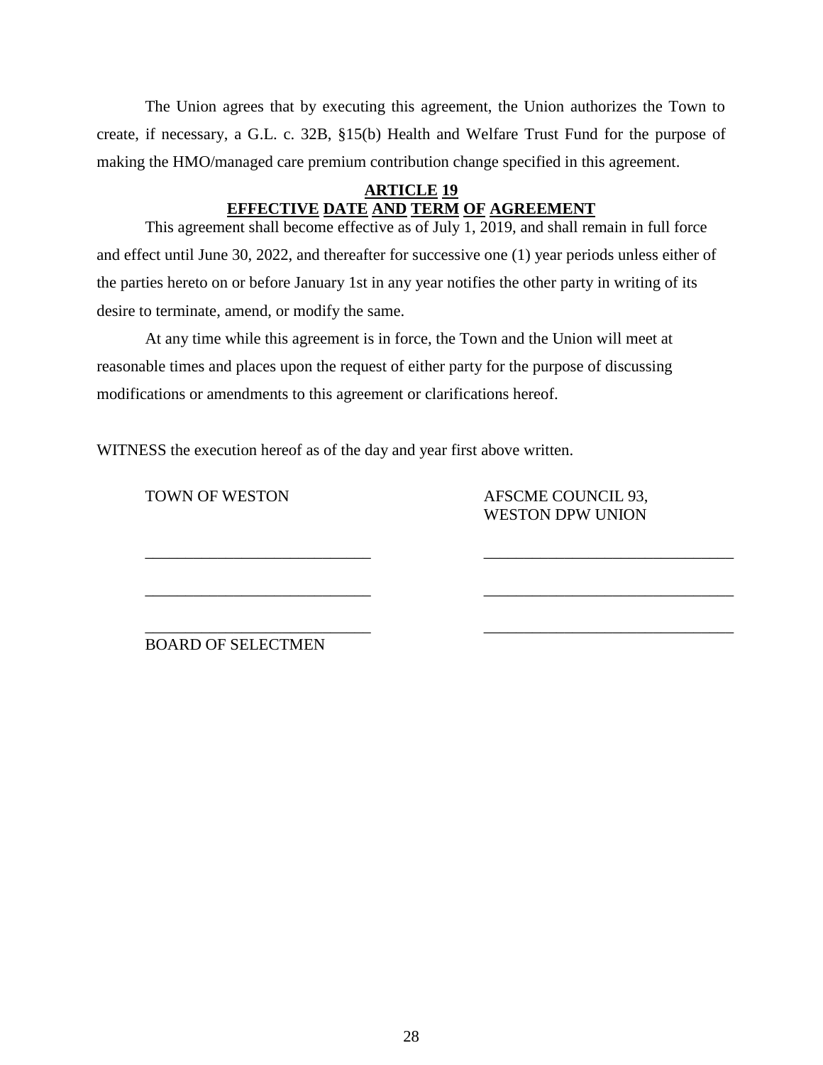The Union agrees that by executing this agreement, the Union authorizes the Town to create, if necessary, a G.L. c. 32B, §15(b) Health and Welfare Trust Fund for the purpose of making the HMO/managed care premium contribution change specified in this agreement.

## ARTICLE 19
## EFFECTIVE DATE AND TERM OF AGREEMENT

This agreement shall become effective as of July 1, 2019, and shall remain in full force and effect until June 30, 2022, and thereafter for successive one (1) year periods unless either of the parties hereto on or before January 1st in any year notifies the other party in writing of its desire to terminate, amend, or modify the same.

At any time while this agreement is in force, the Town and the Union will meet at reasonable times and places upon the request of either party for the purpose of discussing modifications or amendments to this agreement or clarifications hereof.

WITNESS the execution hereof as of the day and year first above written.

| TOWN OF WESTON | AFSCME COUNCIL 93, WESTON DPW UNION |
|---|---|
| ____________________________ | ______________________________ |
| ____________________________ | ______________________________ |
| ____________________________ | ______________________________ |
| BOARD OF SELECTMEN | |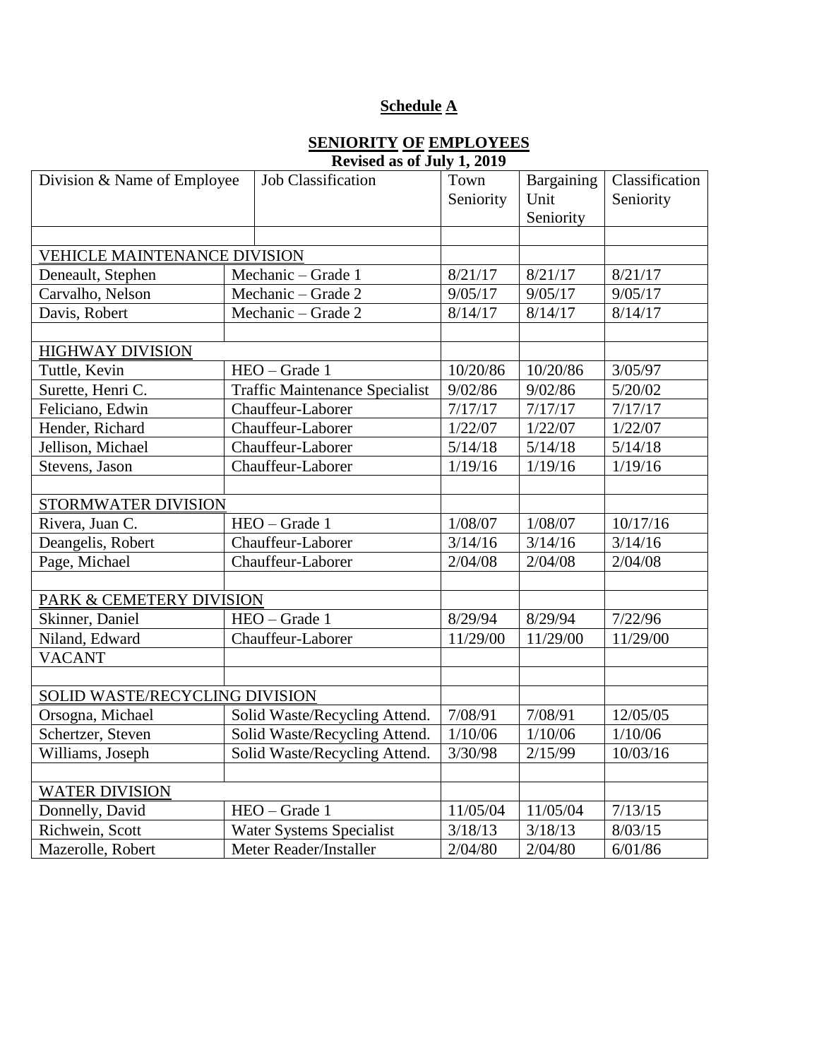**Schedule A**

**SENIORITY OF EMPLOYEES**
**Revised as of July 1, 2019**

| Division & Name of Employee | Job Classification | Town Seniority | Bargaining Unit Seniority | Classification Seniority |
|---|---|---|---|---|
| | | | | |
| VEHICLE MAINTENANCE DIVISION | | | | |
| Deneault, Stephen | Mechanic – Grade 1 | 8/21/17 | 8/21/17 | 8/21/17 |
| Carvalho, Nelson | Mechanic – Grade 2 | 9/05/17 | 9/05/17 | 9/05/17 |
| Davis, Robert | Mechanic – Grade 2 | 8/14/17 | 8/14/17 | 8/14/17 |
| | | | | |
| HIGHWAY DIVISION | | | | |
| Tuttle, Kevin | HEO – Grade 1 | 10/20/86 | 10/20/86 | 3/05/97 |
| Surette, Henri C. | Traffic Maintenance Specialist | 9/02/86 | 9/02/86 | 5/20/02 |
| Feliciano, Edwin | Chauffeur-Laborer | 7/17/17 | 7/17/17 | 7/17/17 |
| Hender, Richard | Chauffeur-Laborer | 1/22/07 | 1/22/07 | 1/22/07 |
| Jellison, Michael | Chauffeur-Laborer | 5/14/18 | 5/14/18 | 5/14/18 |
| Stevens, Jason | Chauffeur-Laborer | 1/19/16 | 1/19/16 | 1/19/16 |
| | | | | |
| STORMWATER DIVISION | | | | |
| Rivera, Juan C. | HEO – Grade 1 | 1/08/07 | 1/08/07 | 10/17/16 |
| Deangelis, Robert | Chauffeur-Laborer | 3/14/16 | 3/14/16 | 3/14/16 |
| Page, Michael | Chauffeur-Laborer | 2/04/08 | 2/04/08 | 2/04/08 |
| | | | | |
| PARK & CEMETERY DIVISION | | | | |
| Skinner, Daniel | HEO – Grade 1 | 8/29/94 | 8/29/94 | 7/22/96 |
| Niland, Edward | Chauffeur-Laborer | 11/29/00 | 11/29/00 | 11/29/00 |
| VACANT | | | | |
| | | | | |
| SOLID WASTE/RECYCLING DIVISION | | | | |
| Orsogna, Michael | Solid Waste/Recycling Attend. | 7/08/91 | 7/08/91 | 12/05/05 |
| Schertzer, Steven | Solid Waste/Recycling Attend. | 1/10/06 | 1/10/06 | 1/10/06 |
| Williams, Joseph | Solid Waste/Recycling Attend. | 3/30/98 | 2/15/99 | 10/03/16 |
| | | | | |
| WATER DIVISION | | | | |
| Donnelly, David | HEO – Grade 1 | 11/05/04 | 11/05/04 | 7/13/15 |
| Richwein, Scott | Water Systems Specialist | 3/18/13 | 3/18/13 | 8/03/15 |
| Mazerolle, Robert | Meter Reader/Installer | 2/04/80 | 2/04/80 | 6/01/86 |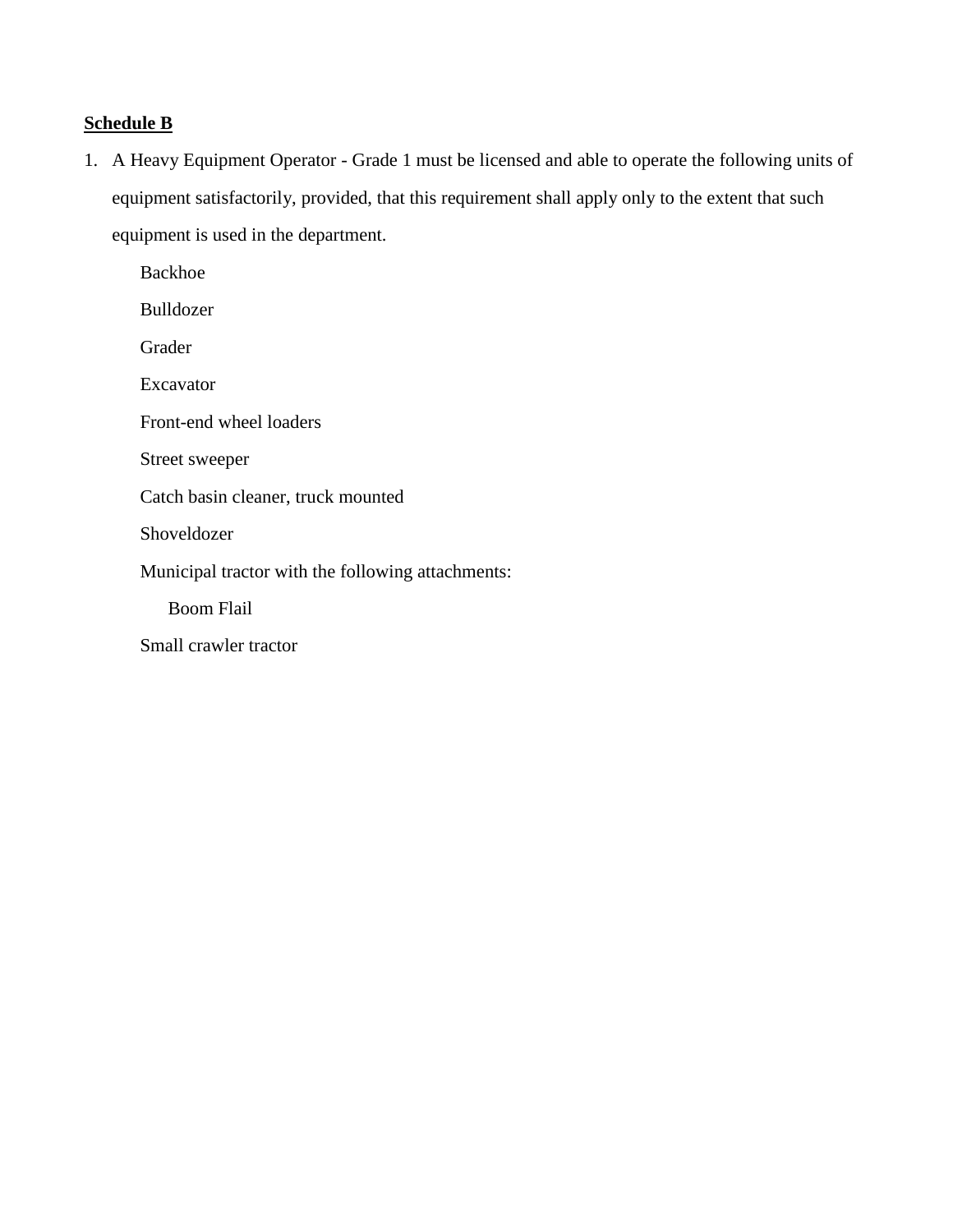**Schedule B**

1. A Heavy Equipment Operator - Grade 1 must be licensed and able to operate the following units of equipment satisfactorily, provided, that this requirement shall apply only to the extent that such equipment is used in the department.

   - Backhoe
   - Bulldozer
   - Grader
   - Excavator
   - Front-end wheel loaders
   - Street sweeper
   - Catch basin cleaner, truck mounted
   - Shoveldozer
   - Municipal tractor with the following attachments:
     - Boom Flail
   - Small crawler tractor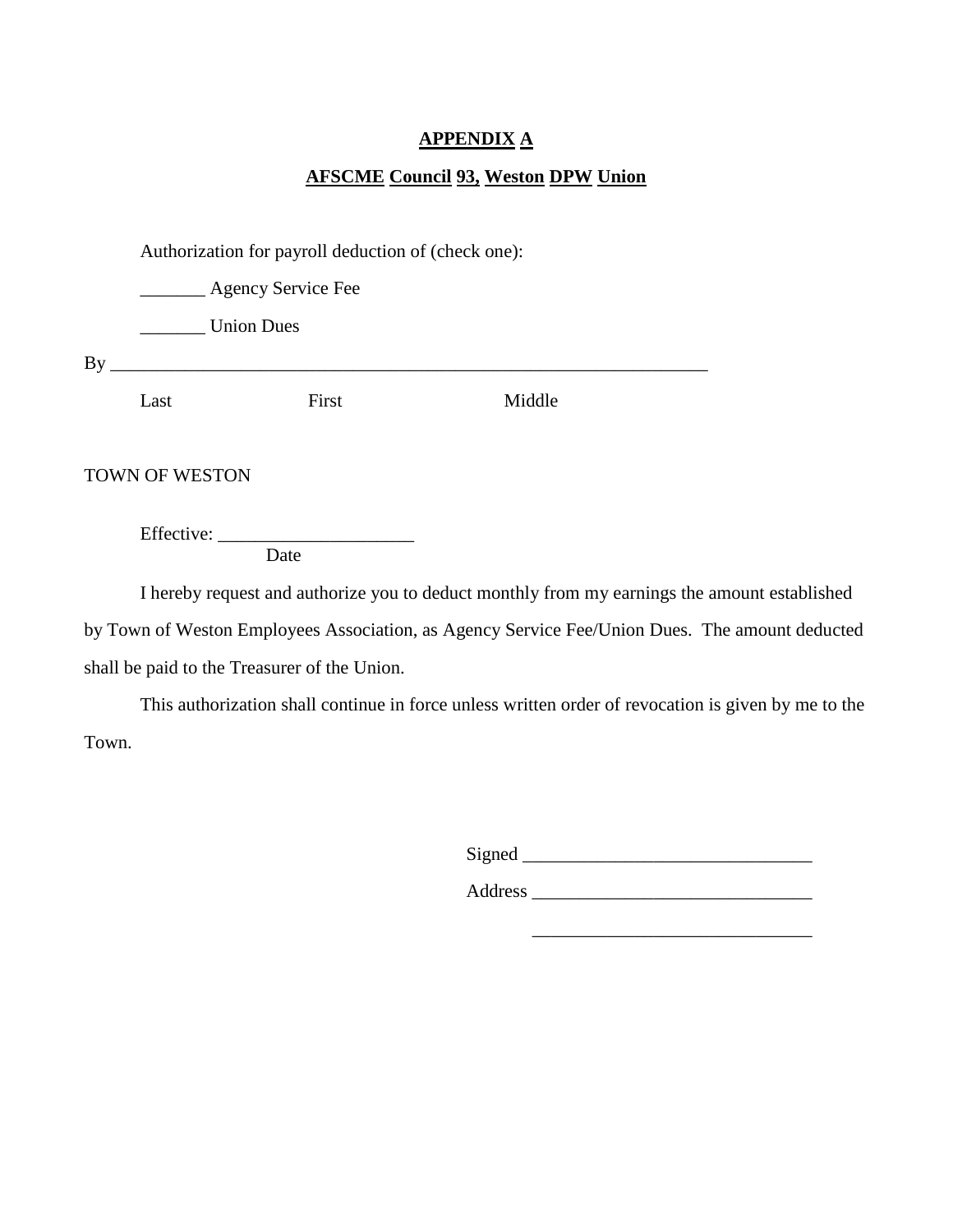## APPENDIX A

## AFSCME Council 93, Weston DPW Union

Authorization for payroll deduction of (check one):

_______ Agency Service Fee

_______ Union Dues

By ____________________________________________________________________

Last First Middle

TOWN OF WESTON

Effective: _____________________
Date

I hereby request and authorize you to deduct monthly from my earnings the amount established by Town of Weston Employees Association, as Agency Service Fee/Union Dues. The amount deducted shall be paid to the Treasurer of the Union.

This authorization shall continue in force unless written order of revocation is given by me to the Town.

Signed _______________________________

Address ______________________________

_______________________________